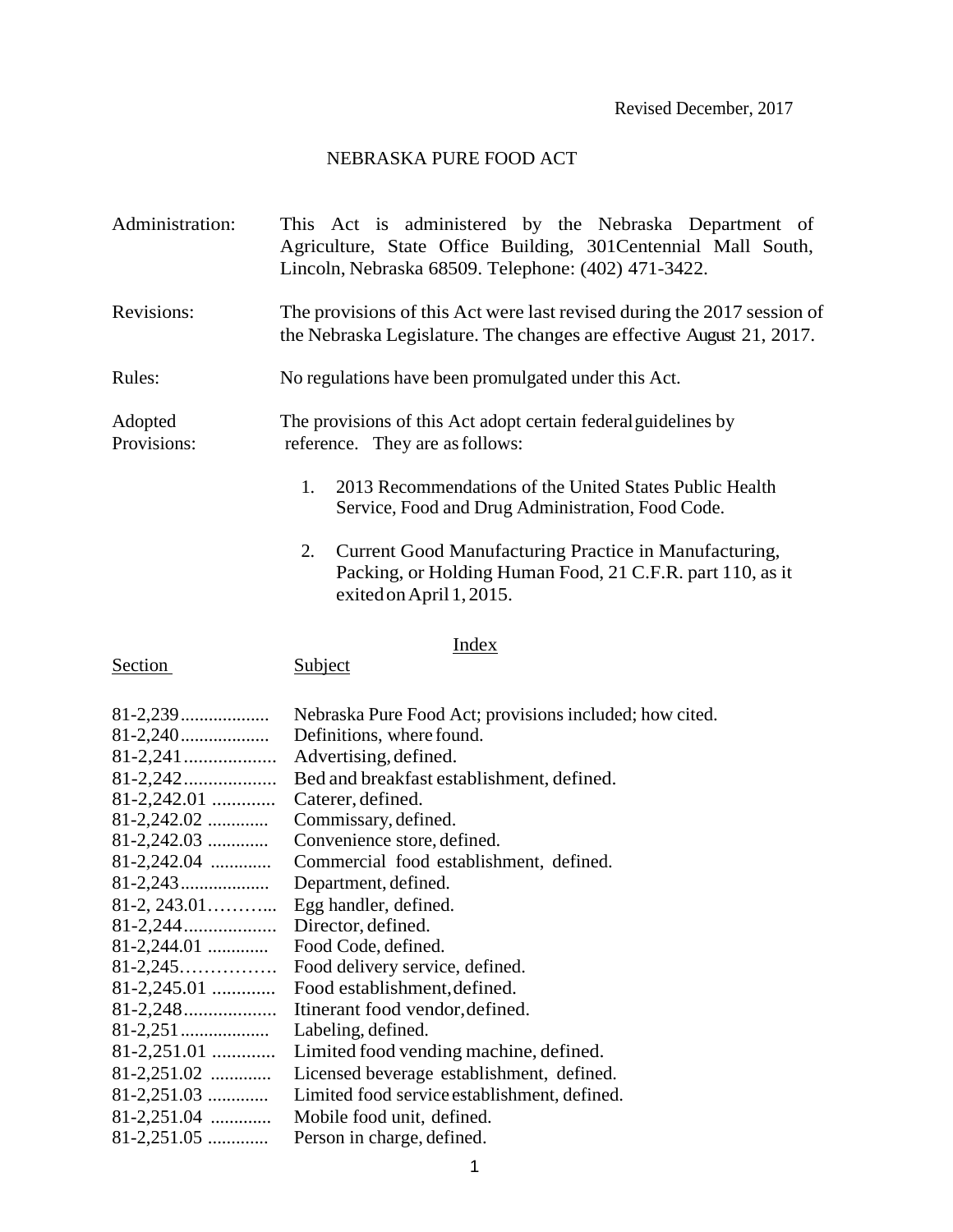Revised December, 2017

# NEBRASKA PURE FOOD ACT

| | |
|---|---|
| Administration: | This Act is administered by the Nebraska Department of Agriculture, State Office Building, 301Centennial Mall South, Lincoln, Nebraska 68509. Telephone: (402) 471-3422. |
| Revisions: | The provisions of this Act were last revised during the 2017 session of the Nebraska Legislature. The changes are effective August 21, 2017. |
| Rules: | No regulations have been promulgated under this Act. |
| Adopted Provisions: | The provisions of this Act adopt certain federal guidelines by reference. They are as follows: |

1. 2013 Recommendations of the United States Public Health Service, Food and Drug Administration, Food Code.
2. Current Good Manufacturing Practice in Manufacturing, Packing, or Holding Human Food, 21 C.F.R. part 110, as it exited on April 1, 2015.

## Index

| Section | Subject |
|---|---|
| 81-2,239.................. | Nebraska Pure Food Act; provisions included; how cited. |
| 81-2,240.................. | Definitions, where found. |
| 81-2,241.................. | Advertising, defined. |
| 81-2,242.................. | Bed and breakfast establishment, defined. |
| 81-2,242.01 ............ | Caterer, defined. |
| 81-2,242.02 ............ | Commissary, defined. |
| 81-2,242.03 ............ | Convenience store, defined. |
| 81-2,242.04 ............ | Commercial food establishment, defined. |
| 81-2,243.................. | Department, defined. |
| 81-2, 243.01……….. | Egg handler, defined. |
| 81-2,244.................. | Director, defined. |
| 81-2,244.01 ............ | Food Code, defined. |
| 81-2,245……………. | Food delivery service, defined. |
| 81-2,245.01 ............ | Food establishment, defined. |
| 81-2,248.................. | Itinerant food vendor, defined. |
| 81-2,251.................. | Labeling, defined. |
| 81-2,251.01 ............ | Limited food vending machine, defined. |
| 81-2,251.02 ............ | Licensed beverage establishment, defined. |
| 81-2,251.03 ............ | Limited food service establishment, defined. |
| 81-2,251.04 ............ | Mobile food unit, defined. |
| 81-2,251.05 ............ | Person in charge, defined. |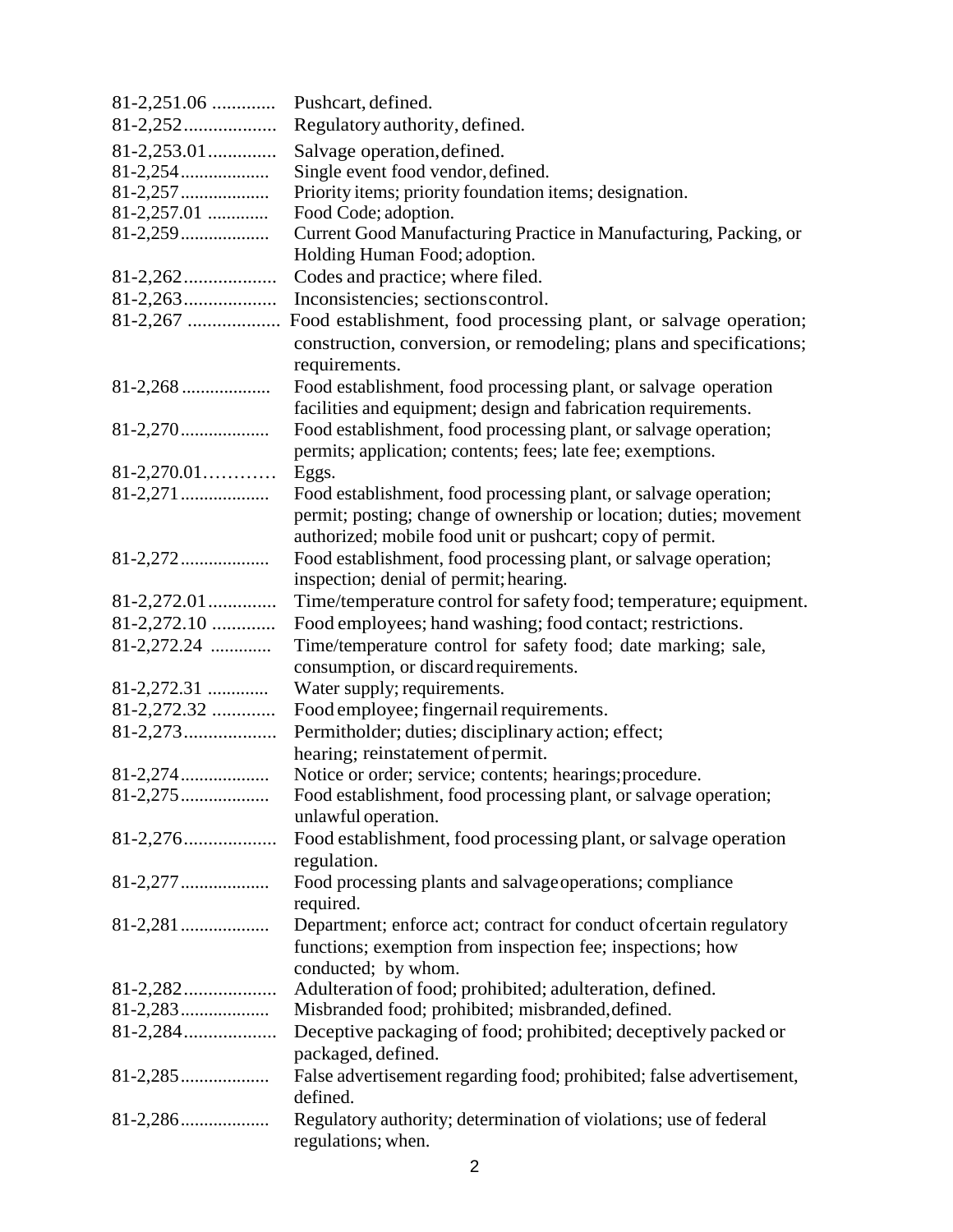| Section | Description |
|---|---|
| 81-2,251.06 | Pushcart, defined. |
| 81-2,252 | Regulatory authority, defined. |
| 81-2,253.01 | Salvage operation, defined. |
| 81-2,254 | Single event food vendor, defined. |
| 81-2,257 | Priority items; priority foundation items; designation. |
| 81-2,257.01 | Food Code; adoption. |
| 81-2,259 | Current Good Manufacturing Practice in Manufacturing, Packing, or Holding Human Food; adoption. |
| 81-2,262 | Codes and practice; where filed. |
| 81-2,263 | Inconsistencies; sections control. |
| 81-2,267 | Food establishment, food processing plant, or salvage operation; construction, conversion, or remodeling; plans and specifications; requirements. |
| 81-2,268 | Food establishment, food processing plant, or salvage operation facilities and equipment; design and fabrication requirements. |
| 81-2,270 | Food establishment, food processing plant, or salvage operation; permits; application; contents; fees; late fee; exemptions. |
| 81-2,270.01 | Eggs. |
| 81-2,271 | Food establishment, food processing plant, or salvage operation; permit; posting; change of ownership or location; duties; movement authorized; mobile food unit or pushcart; copy of permit. |
| 81-2,272 | Food establishment, food processing plant, or salvage operation; inspection; denial of permit; hearing. |
| 81-2,272.01 | Time/temperature control for safety food; temperature; equipment. |
| 81-2,272.10 | Food employees; hand washing; food contact; restrictions. |
| 81-2,272.24 | Time/temperature control for safety food; date marking; sale, consumption, or discard requirements. |
| 81-2,272.31 | Water supply; requirements. |
| 81-2,272.32 | Food employee; fingernail requirements. |
| 81-2,273 | Permitholder; duties; disciplinary action; effect; hearing; reinstatement of permit. |
| 81-2,274 | Notice or order; service; contents; hearings; procedure. |
| 81-2,275 | Food establishment, food processing plant, or salvage operation; unlawful operation. |
| 81-2,276 | Food establishment, food processing plant, or salvage operation regulation. |
| 81-2,277 | Food processing plants and salvage operations; compliance required. |
| 81-2,281 | Department; enforce act; contract for conduct of certain regulatory functions; exemption from inspection fee; inspections; how conducted; by whom. |
| 81-2,282 | Adulteration of food; prohibited; adulteration, defined. |
| 81-2,283 | Misbranded food; prohibited; misbranded, defined. |
| 81-2,284 | Deceptive packaging of food; prohibited; deceptively packed or packaged, defined. |
| 81-2,285 | False advertisement regarding food; prohibited; false advertisement, defined. |
| 81-2,286 | Regulatory authority; determination of violations; use of federal regulations; when. |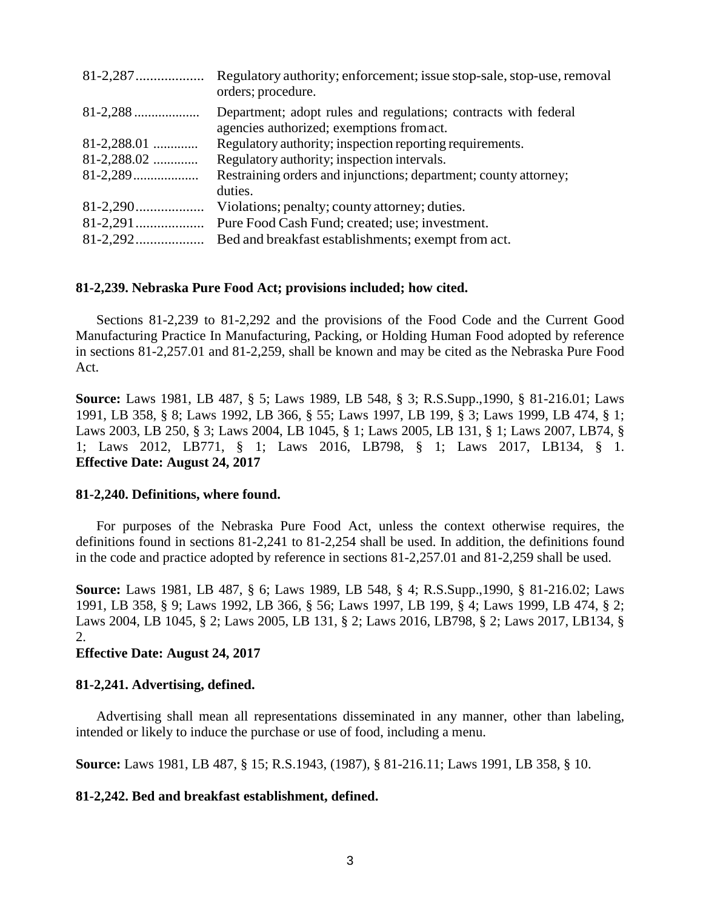| | |
|---|---|
| 81-2,287 | Regulatory authority; enforcement; issue stop-sale, stop-use, removal orders; procedure. |
| 81-2,288 | Department; adopt rules and regulations; contracts with federal agencies authorized; exemptions from act. |
| 81-2,288.01 | Regulatory authority; inspection reporting requirements. |
| 81-2,288.02 | Regulatory authority; inspection intervals. |
| 81-2,289 | Restraining orders and injunctions; department; county attorney; duties. |
| 81-2,290 | Violations; penalty; county attorney; duties. |
| 81-2,291 | Pure Food Cash Fund; created; use; investment. |
| 81-2,292 | Bed and breakfast establishments; exempt from act. |

**81-2,239. Nebraska Pure Food Act; provisions included; how cited.**

Sections 81-2,239 to 81-2,292 and the provisions of the Food Code and the Current Good Manufacturing Practice In Manufacturing, Packing, or Holding Human Food adopted by reference in sections 81-2,257.01 and 81-2,259, shall be known and may be cited as the Nebraska Pure Food Act.

**Source:** Laws 1981, LB 487, § 5; Laws 1989, LB 548, § 3; R.S.Supp.,1990, § 81-216.01; Laws 1991, LB 358, § 8; Laws 1992, LB 366, § 55; Laws 1997, LB 199, § 3; Laws 1999, LB 474, § 1; Laws 2003, LB 250, § 3; Laws 2004, LB 1045, § 1; Laws 2005, LB 131, § 1; Laws 2007, LB74, § 1; Laws 2012, LB771, § 1; Laws 2016, LB798, § 1; Laws 2017, LB134, § 1.
**Effective Date: August 24, 2017**

**81-2,240. Definitions, where found.**

For purposes of the Nebraska Pure Food Act, unless the context otherwise requires, the definitions found in sections 81-2,241 to 81-2,254 shall be used. In addition, the definitions found in the code and practice adopted by reference in sections 81-2,257.01 and 81-2,259 shall be used.

**Source:** Laws 1981, LB 487, § 6; Laws 1989, LB 548, § 4; R.S.Supp.,1990, § 81-216.02; Laws 1991, LB 358, § 9; Laws 1992, LB 366, § 56; Laws 1997, LB 199, § 4; Laws 1999, LB 474, § 2; Laws 2004, LB 1045, § 2; Laws 2005, LB 131, § 2; Laws 2016, LB798, § 2; Laws 2017, LB134, § 2.
**Effective Date: August 24, 2017**

**81-2,241. Advertising, defined.**

Advertising shall mean all representations disseminated in any manner, other than labeling, intended or likely to induce the purchase or use of food, including a menu.

**Source:** Laws 1981, LB 487, § 15; R.S.1943, (1987), § 81-216.11; Laws 1991, LB 358, § 10.

**81-2,242. Bed and breakfast establishment, defined.**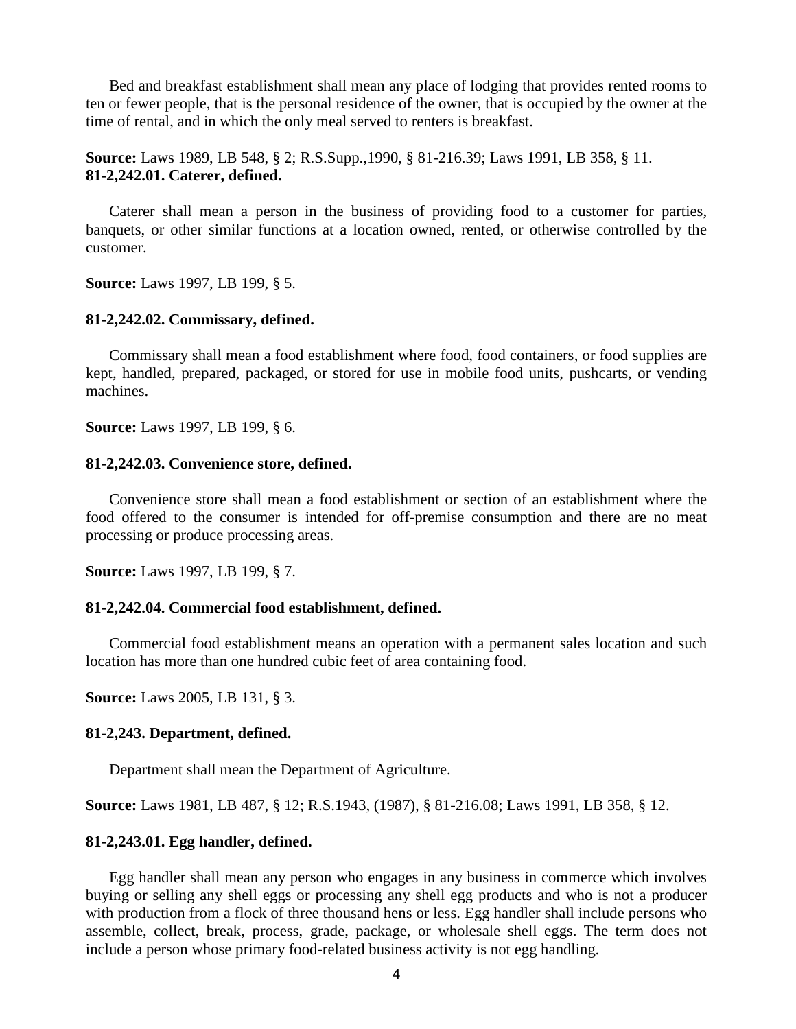Bed and breakfast establishment shall mean any place of lodging that provides rented rooms to ten or fewer people, that is the personal residence of the owner, that is occupied by the owner at the time of rental, and in which the only meal served to renters is breakfast.

**Source:** Laws 1989, LB 548, § 2; R.S.Supp.,1990, § 81-216.39; Laws 1991, LB 358, § 11.

**81-2,242.01. Caterer, defined.**

Caterer shall mean a person in the business of providing food to a customer for parties, banquets, or other similar functions at a location owned, rented, or otherwise controlled by the customer.

**Source:** Laws 1997, LB 199, § 5.

**81-2,242.02. Commissary, defined.**

Commissary shall mean a food establishment where food, food containers, or food supplies are kept, handled, prepared, packaged, or stored for use in mobile food units, pushcarts, or vending machines.

**Source:** Laws 1997, LB 199, § 6.

**81-2,242.03. Convenience store, defined.**

Convenience store shall mean a food establishment or section of an establishment where the food offered to the consumer is intended for off-premise consumption and there are no meat processing or produce processing areas.

**Source:** Laws 1997, LB 199, § 7.

**81-2,242.04. Commercial food establishment, defined.**

Commercial food establishment means an operation with a permanent sales location and such location has more than one hundred cubic feet of area containing food.

**Source:** Laws 2005, LB 131, § 3.

**81-2,243. Department, defined.**

Department shall mean the Department of Agriculture.

**Source:** Laws 1981, LB 487, § 12; R.S.1943, (1987), § 81-216.08; Laws 1991, LB 358, § 12.

**81-2,243.01. Egg handler, defined.**

Egg handler shall mean any person who engages in any business in commerce which involves buying or selling any shell eggs or processing any shell egg products and who is not a producer with production from a flock of three thousand hens or less. Egg handler shall include persons who assemble, collect, break, process, grade, package, or wholesale shell eggs. The term does not include a person whose primary food-related business activity is not egg handling.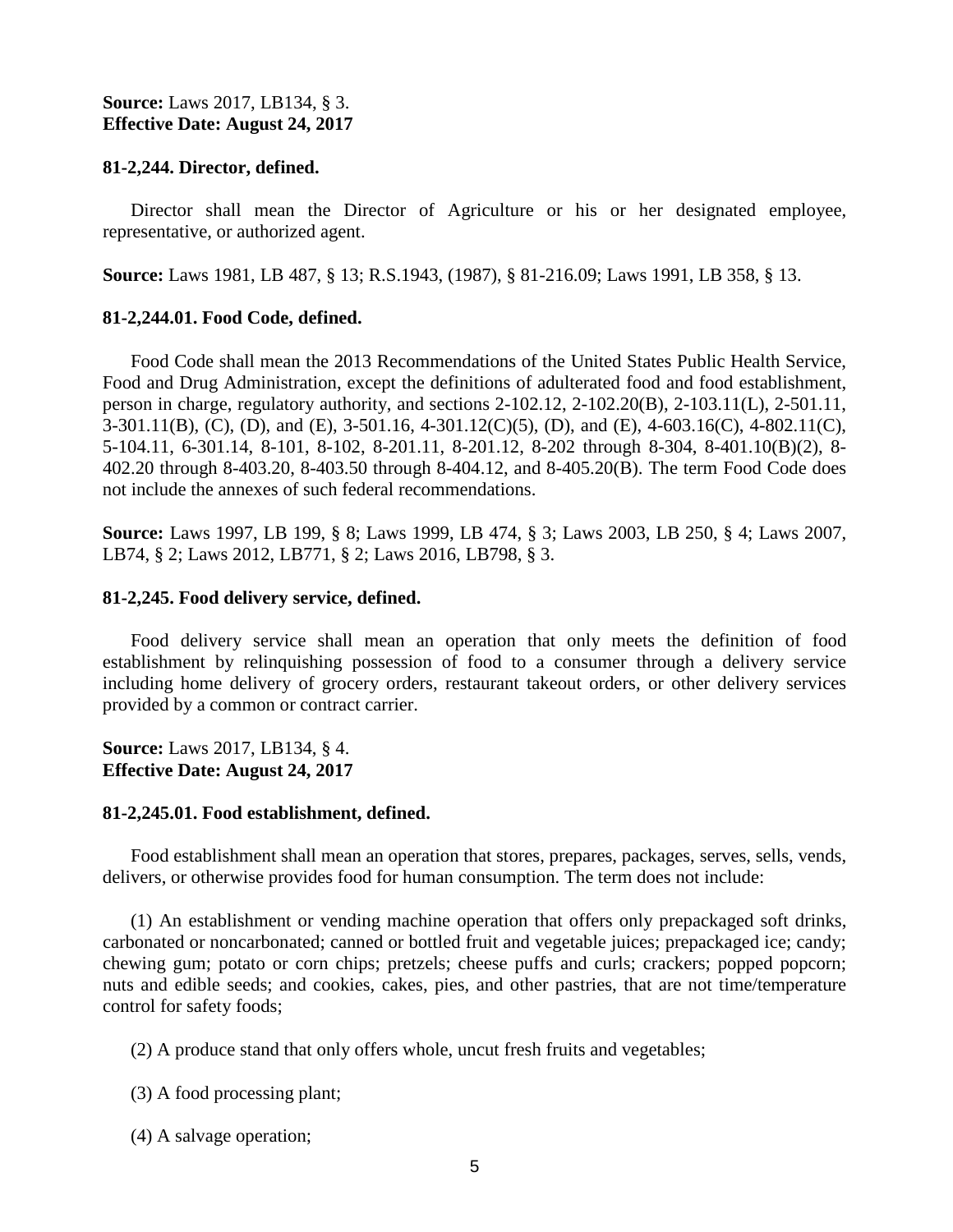**Source:** Laws 2017, LB134, § 3.
**Effective Date: August 24, 2017**

**81-2,244. Director, defined.**

Director shall mean the Director of Agriculture or his or her designated employee, representative, or authorized agent.

**Source:** Laws 1981, LB 487, § 13; R.S.1943, (1987), § 81-216.09; Laws 1991, LB 358, § 13.

**81-2,244.01. Food Code, defined.**

Food Code shall mean the 2013 Recommendations of the United States Public Health Service, Food and Drug Administration, except the definitions of adulterated food and food establishment, person in charge, regulatory authority, and sections 2-102.12, 2-102.20(B), 2-103.11(L), 2-501.11, 3-301.11(B), (C), (D), and (E), 3-501.16, 4-301.12(C)(5), (D), and (E), 4-603.16(C), 4-802.11(C), 5-104.11, 6-301.14, 8-101, 8-102, 8-201.11, 8-201.12, 8-202 through 8-304, 8-401.10(B)(2), 8-402.20 through 8-403.20, 8-403.50 through 8-404.12, and 8-405.20(B). The term Food Code does not include the annexes of such federal recommendations.

**Source:** Laws 1997, LB 199, § 8; Laws 1999, LB 474, § 3; Laws 2003, LB 250, § 4; Laws 2007, LB74, § 2; Laws 2012, LB771, § 2; Laws 2016, LB798, § 3.

**81-2,245. Food delivery service, defined.**

Food delivery service shall mean an operation that only meets the definition of food establishment by relinquishing possession of food to a consumer through a delivery service including home delivery of grocery orders, restaurant takeout orders, or other delivery services provided by a common or contract carrier.

**Source:** Laws 2017, LB134, § 4.
**Effective Date: August 24, 2017**

**81-2,245.01. Food establishment, defined.**

Food establishment shall mean an operation that stores, prepares, packages, serves, sells, vends, delivers, or otherwise provides food for human consumption. The term does not include:

(1) An establishment or vending machine operation that offers only prepackaged soft drinks, carbonated or noncarbonated; canned or bottled fruit and vegetable juices; prepackaged ice; candy; chewing gum; potato or corn chips; pretzels; cheese puffs and curls; crackers; popped popcorn; nuts and edible seeds; and cookies, cakes, pies, and other pastries, that are not time/temperature control for safety foods;

(2) A produce stand that only offers whole, uncut fresh fruits and vegetables;

(3) A food processing plant;

(4) A salvage operation;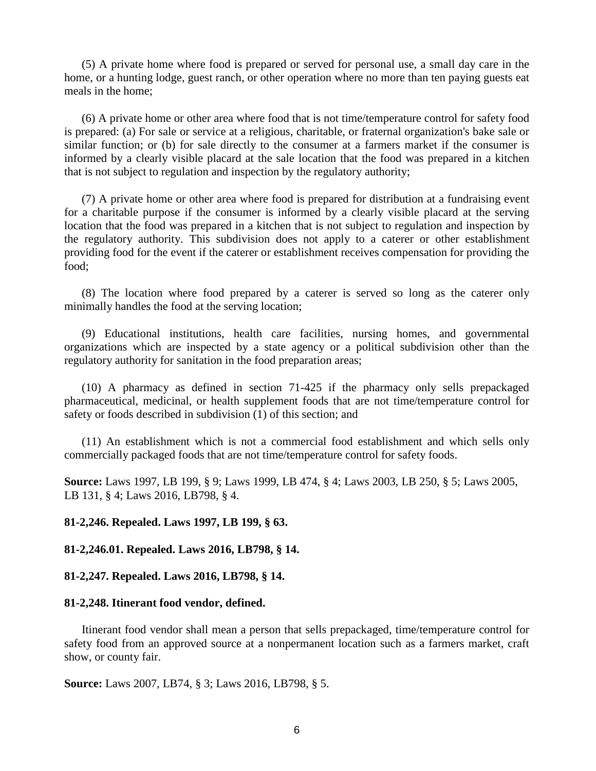(5) A private home where food is prepared or served for personal use, a small day care in the home, or a hunting lodge, guest ranch, or other operation where no more than ten paying guests eat meals in the home;

(6) A private home or other area where food that is not time/temperature control for safety food is prepared: (a) For sale or service at a religious, charitable, or fraternal organization's bake sale or similar function; or (b) for sale directly to the consumer at a farmers market if the consumer is informed by a clearly visible placard at the sale location that the food was prepared in a kitchen that is not subject to regulation and inspection by the regulatory authority;

(7) A private home or other area where food is prepared for distribution at a fundraising event for a charitable purpose if the consumer is informed by a clearly visible placard at the serving location that the food was prepared in a kitchen that is not subject to regulation and inspection by the regulatory authority. This subdivision does not apply to a caterer or other establishment providing food for the event if the caterer or establishment receives compensation for providing the food;

(8) The location where food prepared by a caterer is served so long as the caterer only minimally handles the food at the serving location;

(9) Educational institutions, health care facilities, nursing homes, and governmental organizations which are inspected by a state agency or a political subdivision other than the regulatory authority for sanitation in the food preparation areas;

(10) A pharmacy as defined in section 71-425 if the pharmacy only sells prepackaged pharmaceutical, medicinal, or health supplement foods that are not time/temperature control for safety or foods described in subdivision (1) of this section; and

(11) An establishment which is not a commercial food establishment and which sells only commercially packaged foods that are not time/temperature control for safety foods.

**Source:** Laws 1997, LB 199, § 9; Laws 1999, LB 474, § 4; Laws 2003, LB 250, § 5; Laws 2005, LB 131, § 4; Laws 2016, LB798, § 4.

**81-2,246. Repealed. Laws 1997, LB 199, § 63.**

**81-2,246.01. Repealed. Laws 2016, LB798, § 14.**

**81-2,247. Repealed. Laws 2016, LB798, § 14.**

**81-2,248. Itinerant food vendor, defined.**

Itinerant food vendor shall mean a person that sells prepackaged, time/temperature control for safety food from an approved source at a nonpermanent location such as a farmers market, craft show, or county fair.

**Source:** Laws 2007, LB74, § 3; Laws 2016, LB798, § 5.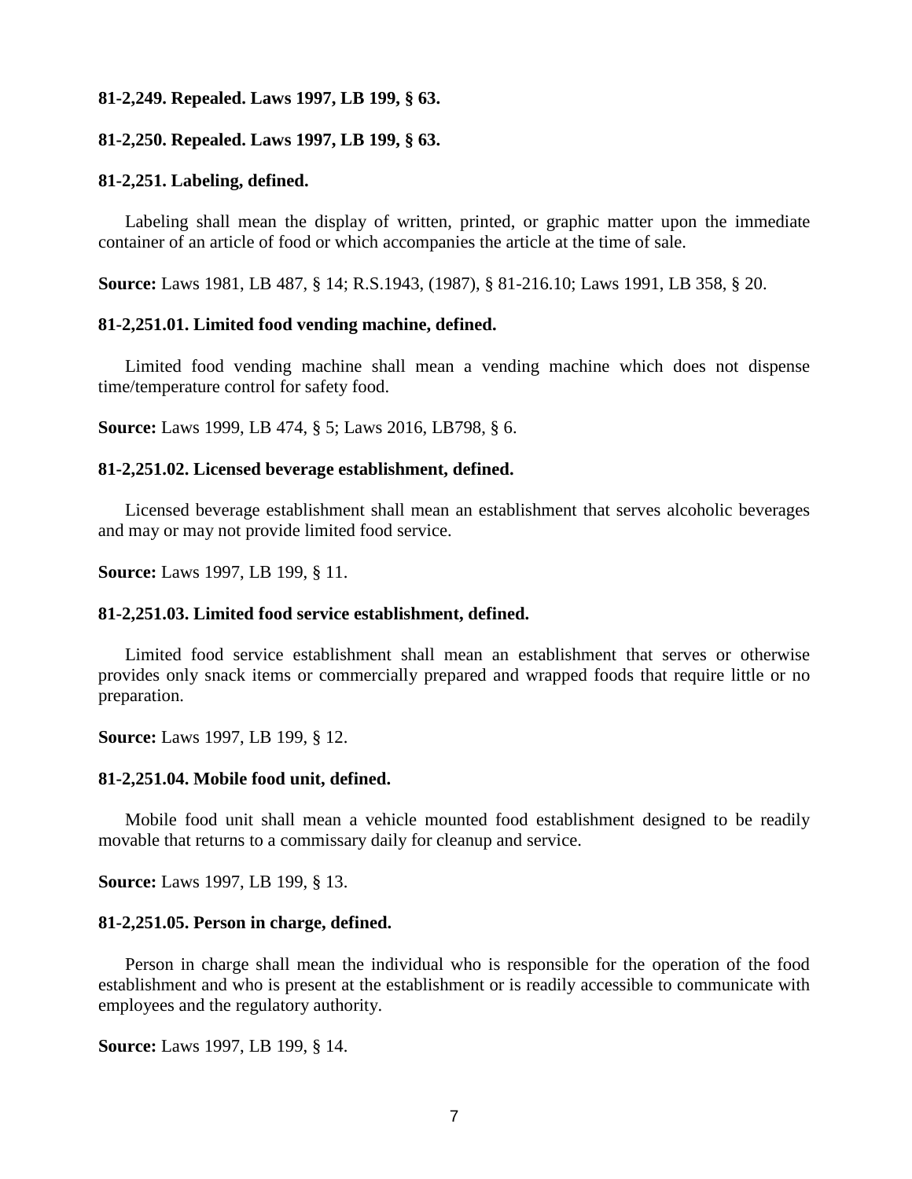**81-2,249. Repealed. Laws 1997, LB 199, § 63.**

**81-2,250. Repealed. Laws 1997, LB 199, § 63.**

**81-2,251. Labeling, defined.**

Labeling shall mean the display of written, printed, or graphic matter upon the immediate container of an article of food or which accompanies the article at the time of sale.

**Source:** Laws 1981, LB 487, § 14; R.S.1943, (1987), § 81-216.10; Laws 1991, LB 358, § 20.

**81-2,251.01. Limited food vending machine, defined.**

Limited food vending machine shall mean a vending machine which does not dispense time/temperature control for safety food.

**Source:** Laws 1999, LB 474, § 5; Laws 2016, LB798, § 6.

**81-2,251.02. Licensed beverage establishment, defined.**

Licensed beverage establishment shall mean an establishment that serves alcoholic beverages and may or may not provide limited food service.

**Source:** Laws 1997, LB 199, § 11.

**81-2,251.03. Limited food service establishment, defined.**

Limited food service establishment shall mean an establishment that serves or otherwise provides only snack items or commercially prepared and wrapped foods that require little or no preparation.

**Source:** Laws 1997, LB 199, § 12.

**81-2,251.04. Mobile food unit, defined.**

Mobile food unit shall mean a vehicle mounted food establishment designed to be readily movable that returns to a commissary daily for cleanup and service.

**Source:** Laws 1997, LB 199, § 13.

**81-2,251.05. Person in charge, defined.**

Person in charge shall mean the individual who is responsible for the operation of the food establishment and who is present at the establishment or is readily accessible to communicate with employees and the regulatory authority.

**Source:** Laws 1997, LB 199, § 14.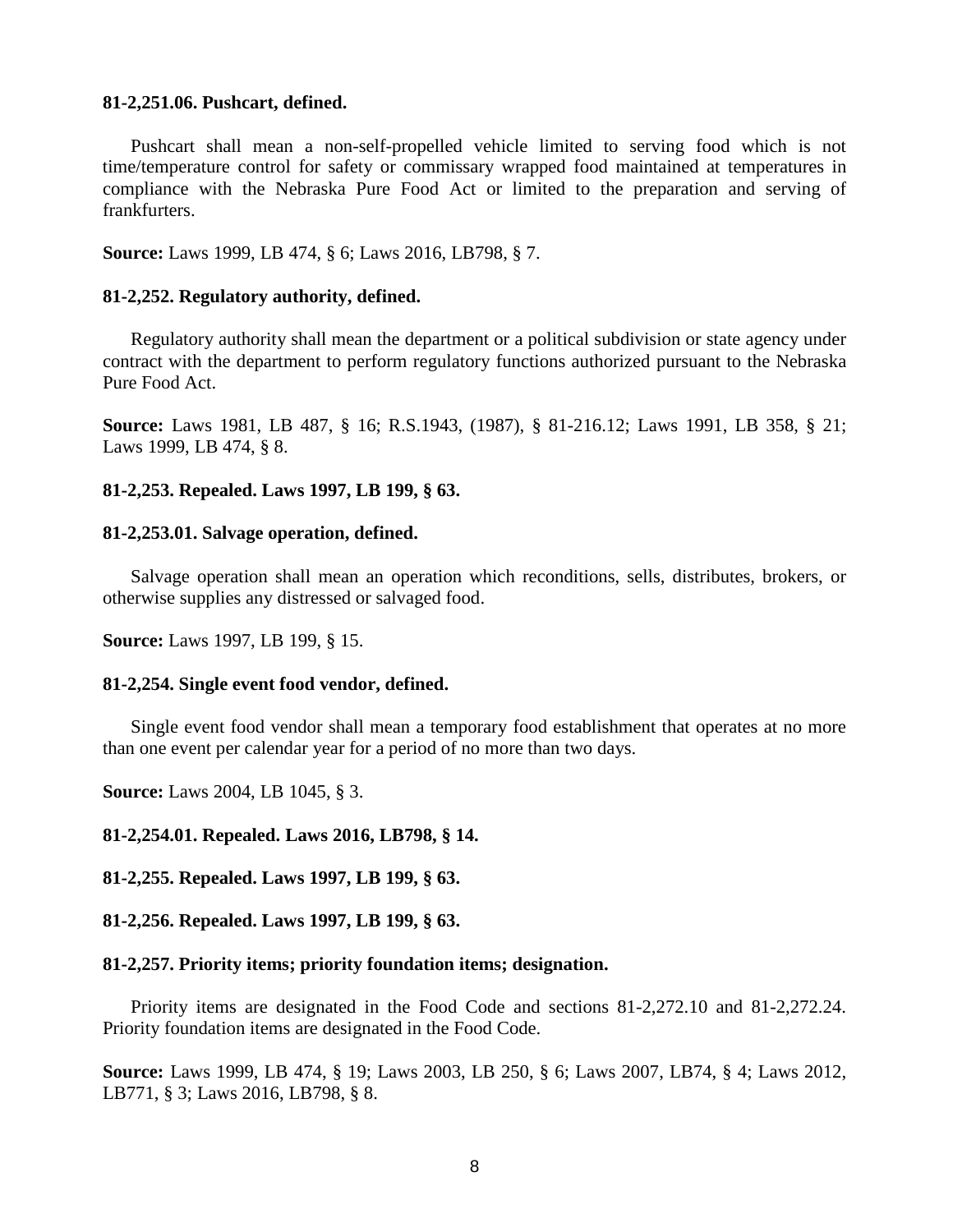**81-2,251.06. Pushcart, defined.**

Pushcart shall mean a non-self-propelled vehicle limited to serving food which is not time/temperature control for safety or commissary wrapped food maintained at temperatures in compliance with the Nebraska Pure Food Act or limited to the preparation and serving of frankfurters.

**Source:** Laws 1999, LB 474, § 6; Laws 2016, LB798, § 7.

**81-2,252. Regulatory authority, defined.**

Regulatory authority shall mean the department or a political subdivision or state agency under contract with the department to perform regulatory functions authorized pursuant to the Nebraska Pure Food Act.

**Source:** Laws 1981, LB 487, § 16; R.S.1943, (1987), § 81-216.12; Laws 1991, LB 358, § 21; Laws 1999, LB 474, § 8.

**81-2,253. Repealed. Laws 1997, LB 199, § 63.**

**81-2,253.01. Salvage operation, defined.**

Salvage operation shall mean an operation which reconditions, sells, distributes, brokers, or otherwise supplies any distressed or salvaged food.

**Source:** Laws 1997, LB 199, § 15.

**81-2,254. Single event food vendor, defined.**

Single event food vendor shall mean a temporary food establishment that operates at no more than one event per calendar year for a period of no more than two days.

**Source:** Laws 2004, LB 1045, § 3.

**81-2,254.01. Repealed. Laws 2016, LB798, § 14.**

**81-2,255. Repealed. Laws 1997, LB 199, § 63.**

**81-2,256. Repealed. Laws 1997, LB 199, § 63.**

**81-2,257. Priority items; priority foundation items; designation.**

Priority items are designated in the Food Code and sections 81-2,272.10 and 81-2,272.24. Priority foundation items are designated in the Food Code.

**Source:** Laws 1999, LB 474, § 19; Laws 2003, LB 250, § 6; Laws 2007, LB74, § 4; Laws 2012, LB771, § 3; Laws 2016, LB798, § 8.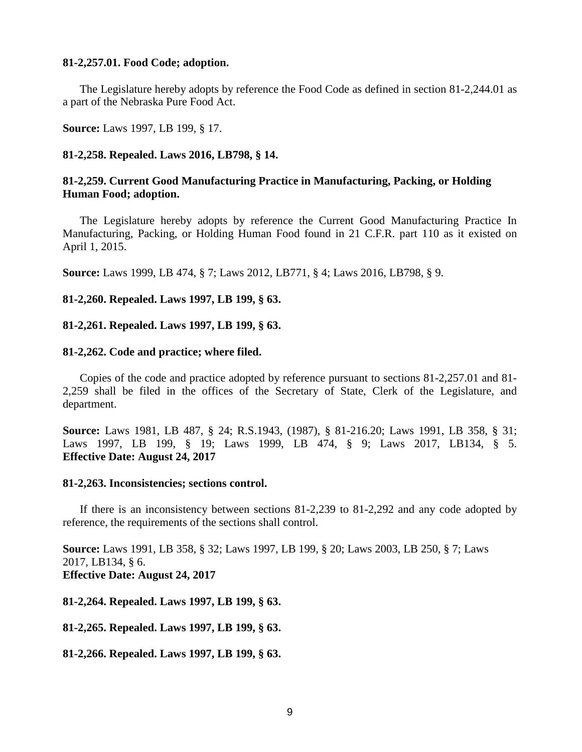**81-2,257.01. Food Code; adoption.**

The Legislature hereby adopts by reference the Food Code as defined in section 81-2,244.01 as a part of the Nebraska Pure Food Act.

**Source:** Laws 1997, LB 199, § 17.

**81-2,258. Repealed. Laws 2016, LB798, § 14.**

**81-2,259. Current Good Manufacturing Practice in Manufacturing, Packing, or Holding Human Food; adoption.**

The Legislature hereby adopts by reference the Current Good Manufacturing Practice In Manufacturing, Packing, or Holding Human Food found in 21 C.F.R. part 110 as it existed on April 1, 2015.

**Source:** Laws 1999, LB 474, § 7; Laws 2012, LB771, § 4; Laws 2016, LB798, § 9.

**81-2,260. Repealed. Laws 1997, LB 199, § 63.**

**81-2,261. Repealed. Laws 1997, LB 199, § 63.**

**81-2,262. Code and practice; where filed.**

Copies of the code and practice adopted by reference pursuant to sections 81-2,257.01 and 81-2,259 shall be filed in the offices of the Secretary of State, Clerk of the Legislature, and department.

**Source:** Laws 1981, LB 487, § 24; R.S.1943, (1987), § 81-216.20; Laws 1991, LB 358, § 31; Laws 1997, LB 199, § 19; Laws 1999, LB 474, § 9; Laws 2017, LB134, § 5.
**Effective Date: August 24, 2017**

**81-2,263. Inconsistencies; sections control.**

If there is an inconsistency between sections 81-2,239 to 81-2,292 and any code adopted by reference, the requirements of the sections shall control.

**Source:** Laws 1991, LB 358, § 32; Laws 1997, LB 199, § 20; Laws 2003, LB 250, § 7; Laws 2017, LB134, § 6.
**Effective Date: August 24, 2017**

**81-2,264. Repealed. Laws 1997, LB 199, § 63.**

**81-2,265. Repealed. Laws 1997, LB 199, § 63.**

**81-2,266. Repealed. Laws 1997, LB 199, § 63.**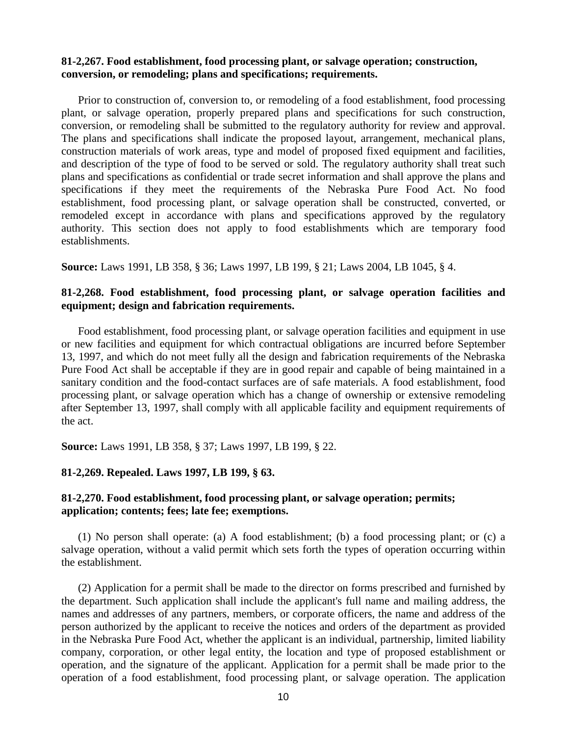**81-2,267. Food establishment, food processing plant, or salvage operation; construction, conversion, or remodeling; plans and specifications; requirements.**

Prior to construction of, conversion to, or remodeling of a food establishment, food processing plant, or salvage operation, properly prepared plans and specifications for such construction, conversion, or remodeling shall be submitted to the regulatory authority for review and approval. The plans and specifications shall indicate the proposed layout, arrangement, mechanical plans, construction materials of work areas, type and model of proposed fixed equipment and facilities, and description of the type of food to be served or sold. The regulatory authority shall treat such plans and specifications as confidential or trade secret information and shall approve the plans and specifications if they meet the requirements of the Nebraska Pure Food Act. No food establishment, food processing plant, or salvage operation shall be constructed, converted, or remodeled except in accordance with plans and specifications approved by the regulatory authority. This section does not apply to food establishments which are temporary food establishments.

**Source:** Laws 1991, LB 358, § 36; Laws 1997, LB 199, § 21; Laws 2004, LB 1045, § 4.

**81-2,268. Food establishment, food processing plant, or salvage operation facilities and equipment; design and fabrication requirements.**

Food establishment, food processing plant, or salvage operation facilities and equipment in use or new facilities and equipment for which contractual obligations are incurred before September 13, 1997, and which do not meet fully all the design and fabrication requirements of the Nebraska Pure Food Act shall be acceptable if they are in good repair and capable of being maintained in a sanitary condition and the food-contact surfaces are of safe materials. A food establishment, food processing plant, or salvage operation which has a change of ownership or extensive remodeling after September 13, 1997, shall comply with all applicable facility and equipment requirements of the act.

**Source:** Laws 1991, LB 358, § 37; Laws 1997, LB 199, § 22.

**81-2,269. Repealed. Laws 1997, LB 199, § 63.**

**81-2,270. Food establishment, food processing plant, or salvage operation; permits; application; contents; fees; late fee; exemptions.**

(1) No person shall operate: (a) A food establishment; (b) a food processing plant; or (c) a salvage operation, without a valid permit which sets forth the types of operation occurring within the establishment.

(2) Application for a permit shall be made to the director on forms prescribed and furnished by the department. Such application shall include the applicant's full name and mailing address, the names and addresses of any partners, members, or corporate officers, the name and address of the person authorized by the applicant to receive the notices and orders of the department as provided in the Nebraska Pure Food Act, whether the applicant is an individual, partnership, limited liability company, corporation, or other legal entity, the location and type of proposed establishment or operation, and the signature of the applicant. Application for a permit shall be made prior to the operation of a food establishment, food processing plant, or salvage operation. The application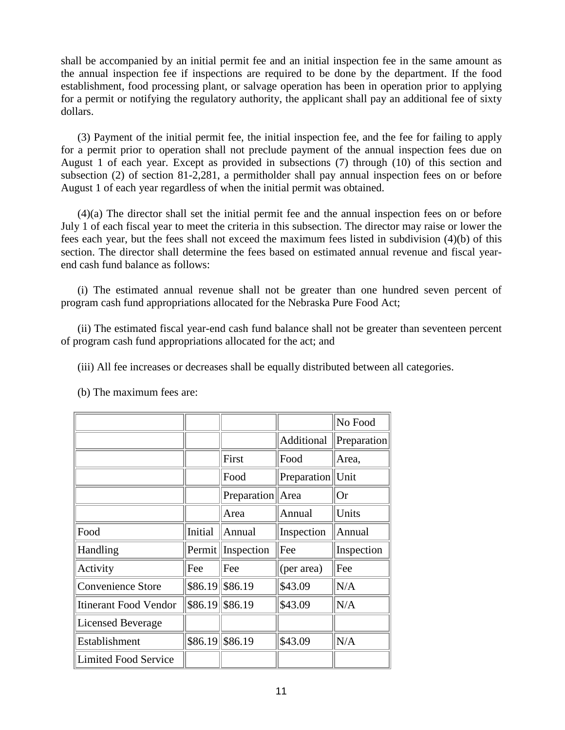shall be accompanied by an initial permit fee and an initial inspection fee in the same amount as the annual inspection fee if inspections are required to be done by the department. If the food establishment, food processing plant, or salvage operation has been in operation prior to applying for a permit or notifying the regulatory authority, the applicant shall pay an additional fee of sixty dollars.

(3) Payment of the initial permit fee, the initial inspection fee, and the fee for failing to apply for a permit prior to operation shall not preclude payment of the annual inspection fees due on August 1 of each year. Except as provided in subsections (7) through (10) of this section and subsection (2) of section 81-2,281, a permitholder shall pay annual inspection fees on or before August 1 of each year regardless of when the initial permit was obtained.

(4)(a) The director shall set the initial permit fee and the annual inspection fees on or before July 1 of each fiscal year to meet the criteria in this subsection. The director may raise or lower the fees each year, but the fees shall not exceed the maximum fees listed in subdivision (4)(b) of this section. The director shall determine the fees based on estimated annual revenue and fiscal year-end cash fund balance as follows:

(i) The estimated annual revenue shall not be greater than one hundred seven percent of program cash fund appropriations allocated for the Nebraska Pure Food Act;

(ii) The estimated fiscal year-end cash fund balance shall not be greater than seventeen percent of program cash fund appropriations allocated for the act; and

(iii) All fee increases or decreases shall be equally distributed between all categories.

(b) The maximum fees are:

| Food Handling Activity | Initial Permit Fee | First Food Preparation Area Annual Inspection Fee | Additional Food Preparation Area Annual Inspection Fee (per area) | No Food Preparation Area, Unit Or Units Annual Inspection Fee |
|---|---|---|---|---|
| Convenience Store | $86.19 | $86.19 | $43.09 | N/A |
| Itinerant Food Vendor | $86.19 | $86.19 | $43.09 | N/A |
| Licensed Beverage Establishment | $86.19 | $86.19 | $43.09 | N/A |
| Limited Food Service | | | | |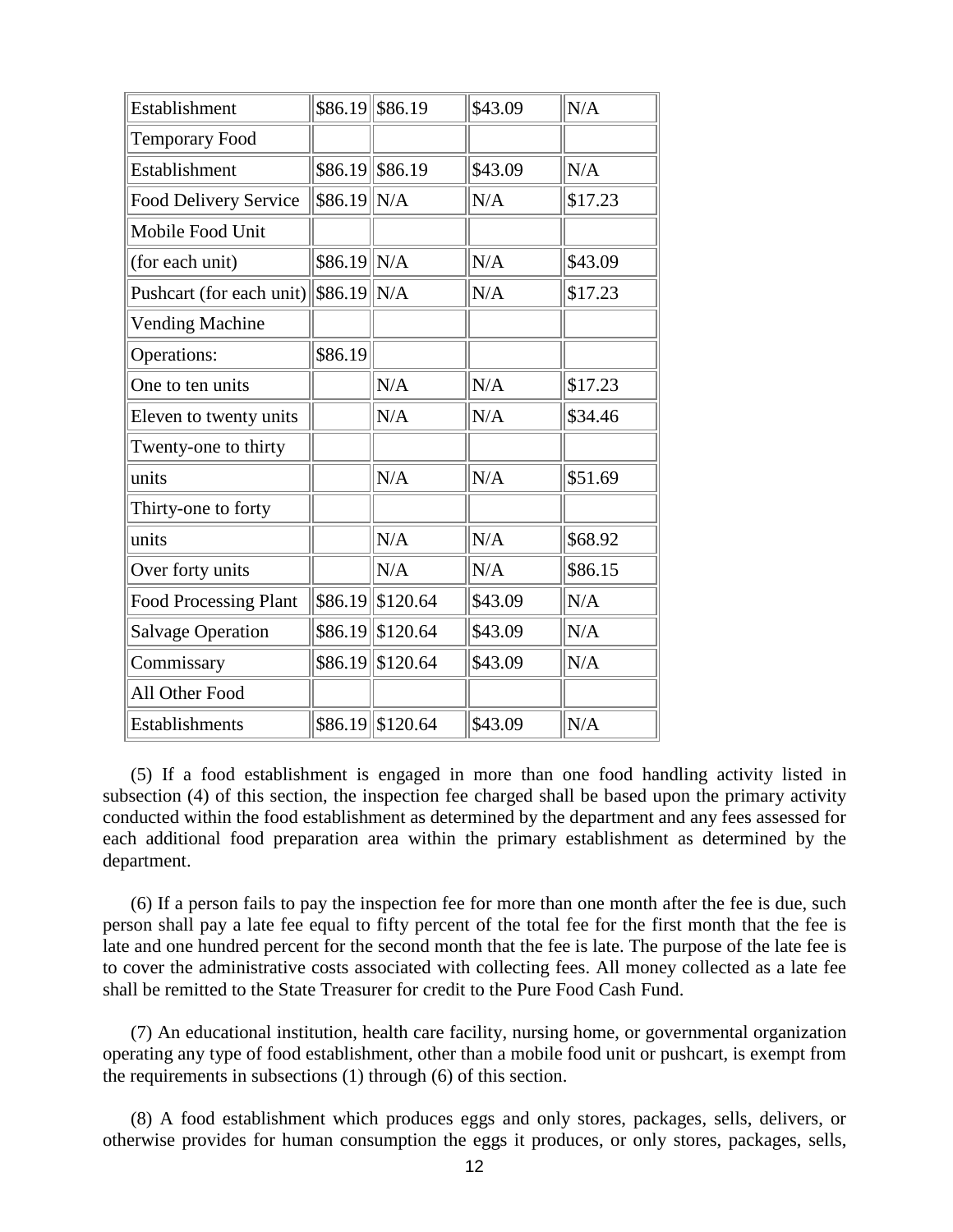| | | | | |
|---|---|---|---|---|
| Establishment | $86.19 | $86.19 | $43.09 | N/A |
| Temporary Food | | | | |
| Establishment | $86.19 | $86.19 | $43.09 | N/A |
| Food Delivery Service | $86.19 | N/A | N/A | $17.23 |
| Mobile Food Unit | | | | |
| (for each unit) | $86.19 | N/A | N/A | $43.09 |
| Pushcart (for each unit) | $86.19 | N/A | N/A | $17.23 |
| Vending Machine | | | | |
| Operations: | $86.19 | | | |
| One to ten units | | N/A | N/A | $17.23 |
| Eleven to twenty units | | N/A | N/A | $34.46 |
| Twenty-one to thirty | | | | |
| units | | N/A | N/A | $51.69 |
| Thirty-one to forty | | | | |
| units | | N/A | N/A | $68.92 |
| Over forty units | | N/A | N/A | $86.15 |
| Food Processing Plant | $86.19 | $120.64 | $43.09 | N/A |
| Salvage Operation | $86.19 | $120.64 | $43.09 | N/A |
| Commissary | $86.19 | $120.64 | $43.09 | N/A |
| All Other Food | | | | |
| Establishments | $86.19 | $120.64 | $43.09 | N/A |

(5) If a food establishment is engaged in more than one food handling activity listed in subsection (4) of this section, the inspection fee charged shall be based upon the primary activity conducted within the food establishment as determined by the department and any fees assessed for each additional food preparation area within the primary establishment as determined by the department.

(6) If a person fails to pay the inspection fee for more than one month after the fee is due, such person shall pay a late fee equal to fifty percent of the total fee for the first month that the fee is late and one hundred percent for the second month that the fee is late. The purpose of the late fee is to cover the administrative costs associated with collecting fees. All money collected as a late fee shall be remitted to the State Treasurer for credit to the Pure Food Cash Fund.

(7) An educational institution, health care facility, nursing home, or governmental organization operating any type of food establishment, other than a mobile food unit or pushcart, is exempt from the requirements in subsections (1) through (6) of this section.

(8) A food establishment which produces eggs and only stores, packages, sells, delivers, or otherwise provides for human consumption the eggs it produces, or only stores, packages, sells,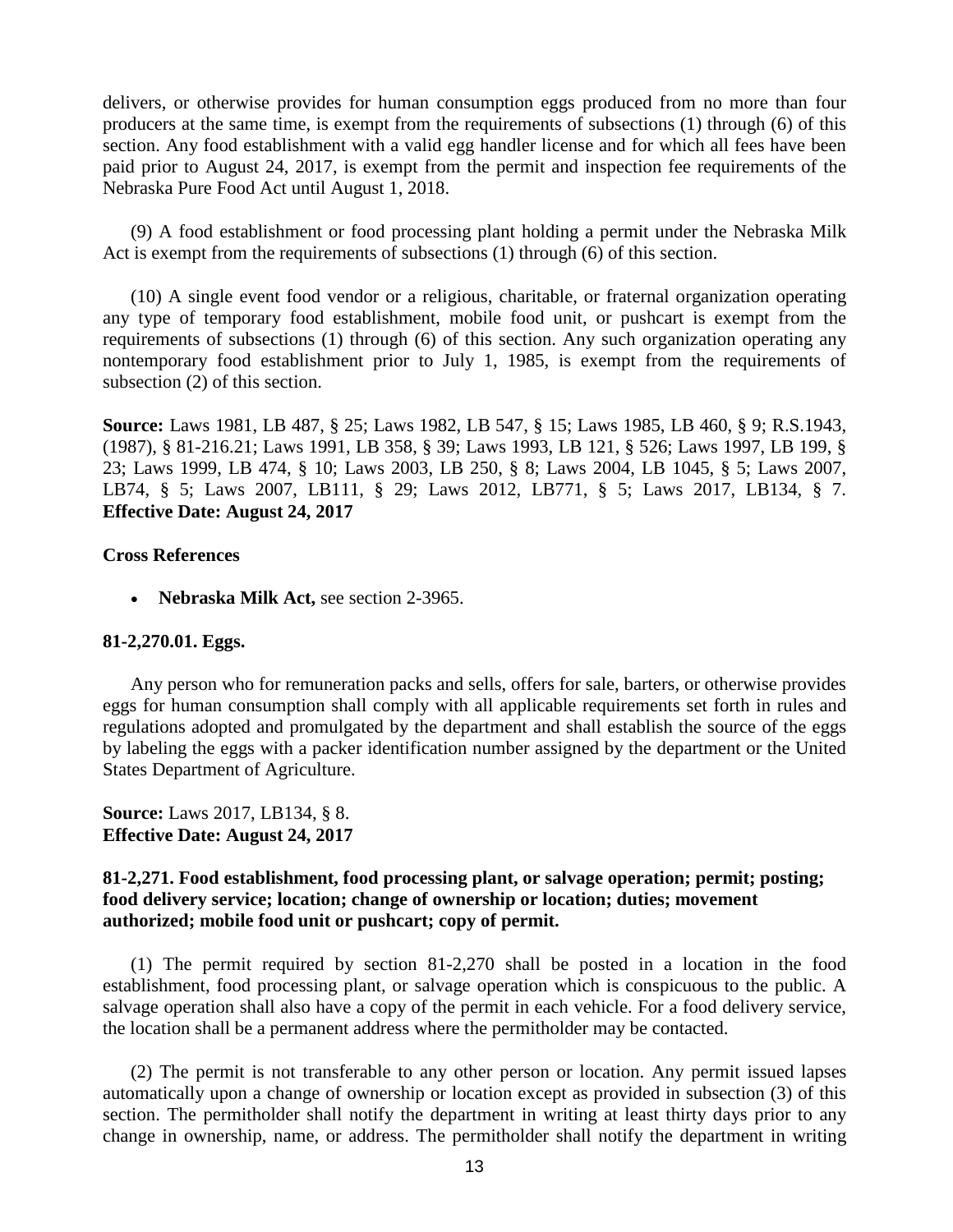delivers, or otherwise provides for human consumption eggs produced from no more than four producers at the same time, is exempt from the requirements of subsections (1) through (6) of this section. Any food establishment with a valid egg handler license and for which all fees have been paid prior to August 24, 2017, is exempt from the permit and inspection fee requirements of the Nebraska Pure Food Act until August 1, 2018.

(9) A food establishment or food processing plant holding a permit under the Nebraska Milk Act is exempt from the requirements of subsections (1) through (6) of this section.

(10) A single event food vendor or a religious, charitable, or fraternal organization operating any type of temporary food establishment, mobile food unit, or pushcart is exempt from the requirements of subsections (1) through (6) of this section. Any such organization operating any nontemporary food establishment prior to July 1, 1985, is exempt from the requirements of subsection (2) of this section.

**Source:** Laws 1981, LB 487, § 25; Laws 1982, LB 547, § 15; Laws 1985, LB 460, § 9; R.S.1943, (1987), § 81-216.21; Laws 1991, LB 358, § 39; Laws 1993, LB 121, § 526; Laws 1997, LB 199, § 23; Laws 1999, LB 474, § 10; Laws 2003, LB 250, § 8; Laws 2004, LB 1045, § 5; Laws 2007, LB74, § 5; Laws 2007, LB111, § 29; Laws 2012, LB771, § 5; Laws 2017, LB134, § 7.
**Effective Date: August 24, 2017**

**Cross References**

- **Nebraska Milk Act,** see section 2-3965.

**81-2,270.01. Eggs.**

Any person who for remuneration packs and sells, offers for sale, barters, or otherwise provides eggs for human consumption shall comply with all applicable requirements set forth in rules and regulations adopted and promulgated by the department and shall establish the source of the eggs by labeling the eggs with a packer identification number assigned by the department or the United States Department of Agriculture.

**Source:** Laws 2017, LB134, § 8.
**Effective Date: August 24, 2017**

**81-2,271. Food establishment, food processing plant, or salvage operation; permit; posting; food delivery service; location; change of ownership or location; duties; movement authorized; mobile food unit or pushcart; copy of permit.**

(1) The permit required by section 81-2,270 shall be posted in a location in the food establishment, food processing plant, or salvage operation which is conspicuous to the public. A salvage operation shall also have a copy of the permit in each vehicle. For a food delivery service, the location shall be a permanent address where the permitholder may be contacted.

(2) The permit is not transferable to any other person or location. Any permit issued lapses automatically upon a change of ownership or location except as provided in subsection (3) of this section. The permitholder shall notify the department in writing at least thirty days prior to any change in ownership, name, or address. The permitholder shall notify the department in writing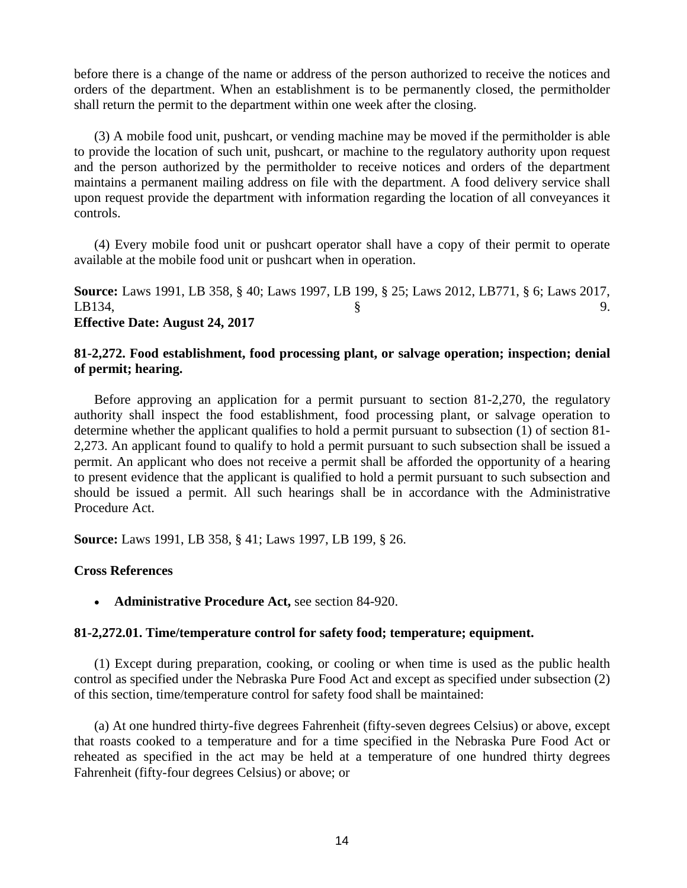before there is a change of the name or address of the person authorized to receive the notices and orders of the department. When an establishment is to be permanently closed, the permitholder shall return the permit to the department within one week after the closing.

(3) A mobile food unit, pushcart, or vending machine may be moved if the permitholder is able to provide the location of such unit, pushcart, or machine to the regulatory authority upon request and the person authorized by the permitholder to receive notices and orders of the department maintains a permanent mailing address on file with the department. A food delivery service shall upon request provide the department with information regarding the location of all conveyances it controls.

(4) Every mobile food unit or pushcart operator shall have a copy of their permit to operate available at the mobile food unit or pushcart when in operation.

**Source:** Laws 1991, LB 358, § 40; Laws 1997, LB 199, § 25; Laws 2012, LB771, § 6; Laws 2017, LB134, § 9.
**Effective Date: August 24, 2017**

**81-2,272. Food establishment, food processing plant, or salvage operation; inspection; denial of permit; hearing.**

Before approving an application for a permit pursuant to section 81-2,270, the regulatory authority shall inspect the food establishment, food processing plant, or salvage operation to determine whether the applicant qualifies to hold a permit pursuant to subsection (1) of section 81-2,273. An applicant found to qualify to hold a permit pursuant to such subsection shall be issued a permit. An applicant who does not receive a permit shall be afforded the opportunity of a hearing to present evidence that the applicant is qualified to hold a permit pursuant to such subsection and should be issued a permit. All such hearings shall be in accordance with the Administrative Procedure Act.

**Source:** Laws 1991, LB 358, § 41; Laws 1997, LB 199, § 26.

**Cross References**

- **Administrative Procedure Act,** see section 84-920.

**81-2,272.01. Time/temperature control for safety food; temperature; equipment.**

(1) Except during preparation, cooking, or cooling or when time is used as the public health control as specified under the Nebraska Pure Food Act and except as specified under subsection (2) of this section, time/temperature control for safety food shall be maintained:

(a) At one hundred thirty-five degrees Fahrenheit (fifty-seven degrees Celsius) or above, except that roasts cooked to a temperature and for a time specified in the Nebraska Pure Food Act or reheated as specified in the act may be held at a temperature of one hundred thirty degrees Fahrenheit (fifty-four degrees Celsius) or above; or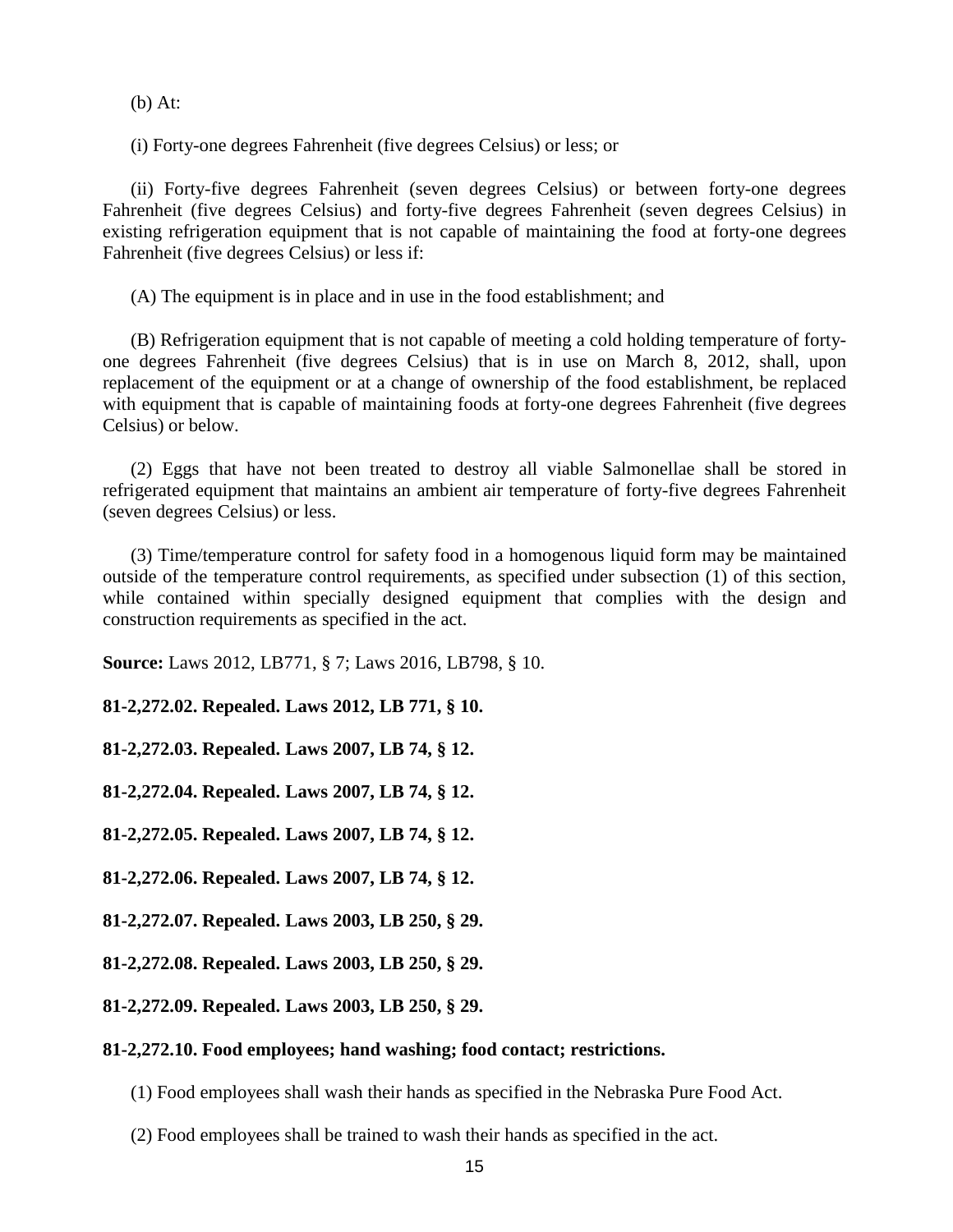(b) At:

(i) Forty-one degrees Fahrenheit (five degrees Celsius) or less; or

(ii) Forty-five degrees Fahrenheit (seven degrees Celsius) or between forty-one degrees Fahrenheit (five degrees Celsius) and forty-five degrees Fahrenheit (seven degrees Celsius) in existing refrigeration equipment that is not capable of maintaining the food at forty-one degrees Fahrenheit (five degrees Celsius) or less if:

(A) The equipment is in place and in use in the food establishment; and

(B) Refrigeration equipment that is not capable of meeting a cold holding temperature of forty-one degrees Fahrenheit (five degrees Celsius) that is in use on March 8, 2012, shall, upon replacement of the equipment or at a change of ownership of the food establishment, be replaced with equipment that is capable of maintaining foods at forty-one degrees Fahrenheit (five degrees Celsius) or below.

(2) Eggs that have not been treated to destroy all viable Salmonellae shall be stored in refrigerated equipment that maintains an ambient air temperature of forty-five degrees Fahrenheit (seven degrees Celsius) or less.

(3) Time/temperature control for safety food in a homogenous liquid form may be maintained outside of the temperature control requirements, as specified under subsection (1) of this section, while contained within specially designed equipment that complies with the design and construction requirements as specified in the act.

**Source:** Laws 2012, LB771, § 7; Laws 2016, LB798, § 10.

**81-2,272.02. Repealed. Laws 2012, LB 771, § 10.**

**81-2,272.03. Repealed. Laws 2007, LB 74, § 12.**

**81-2,272.04. Repealed. Laws 2007, LB 74, § 12.**

**81-2,272.05. Repealed. Laws 2007, LB 74, § 12.**

**81-2,272.06. Repealed. Laws 2007, LB 74, § 12.**

**81-2,272.07. Repealed. Laws 2003, LB 250, § 29.**

**81-2,272.08. Repealed. Laws 2003, LB 250, § 29.**

**81-2,272.09. Repealed. Laws 2003, LB 250, § 29.**

**81-2,272.10. Food employees; hand washing; food contact; restrictions.**

(1) Food employees shall wash their hands as specified in the Nebraska Pure Food Act.

(2) Food employees shall be trained to wash their hands as specified in the act.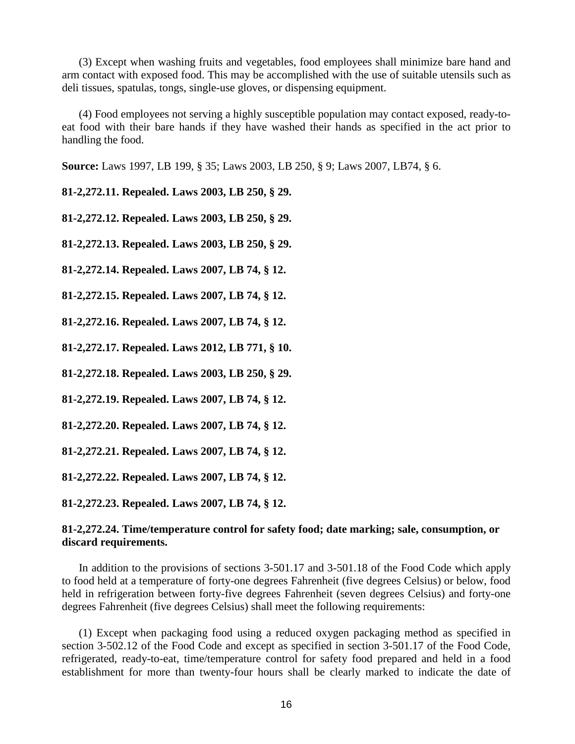(3) Except when washing fruits and vegetables, food employees shall minimize bare hand and arm contact with exposed food. This may be accomplished with the use of suitable utensils such as deli tissues, spatulas, tongs, single-use gloves, or dispensing equipment.

(4) Food employees not serving a highly susceptible population may contact exposed, ready-to-eat food with their bare hands if they have washed their hands as specified in the act prior to handling the food.

**Source:** Laws 1997, LB 199, § 35; Laws 2003, LB 250, § 9; Laws 2007, LB74, § 6.

**81-2,272.11. Repealed. Laws 2003, LB 250, § 29.**

**81-2,272.12. Repealed. Laws 2003, LB 250, § 29.**

**81-2,272.13. Repealed. Laws 2003, LB 250, § 29.**

**81-2,272.14. Repealed. Laws 2007, LB 74, § 12.**

**81-2,272.15. Repealed. Laws 2007, LB 74, § 12.**

**81-2,272.16. Repealed. Laws 2007, LB 74, § 12.**

**81-2,272.17. Repealed. Laws 2012, LB 771, § 10.**

**81-2,272.18. Repealed. Laws 2003, LB 250, § 29.**

**81-2,272.19. Repealed. Laws 2007, LB 74, § 12.**

**81-2,272.20. Repealed. Laws 2007, LB 74, § 12.**

**81-2,272.21. Repealed. Laws 2007, LB 74, § 12.**

**81-2,272.22. Repealed. Laws 2007, LB 74, § 12.**

**81-2,272.23. Repealed. Laws 2007, LB 74, § 12.**

**81-2,272.24. Time/temperature control for safety food; date marking; sale, consumption, or discard requirements.**

In addition to the provisions of sections 3-501.17 and 3-501.18 of the Food Code which apply to food held at a temperature of forty-one degrees Fahrenheit (five degrees Celsius) or below, food held in refrigeration between forty-five degrees Fahrenheit (seven degrees Celsius) and forty-one degrees Fahrenheit (five degrees Celsius) shall meet the following requirements:

(1) Except when packaging food using a reduced oxygen packaging method as specified in section 3-502.12 of the Food Code and except as specified in section 3-501.17 of the Food Code, refrigerated, ready-to-eat, time/temperature control for safety food prepared and held in a food establishment for more than twenty-four hours shall be clearly marked to indicate the date of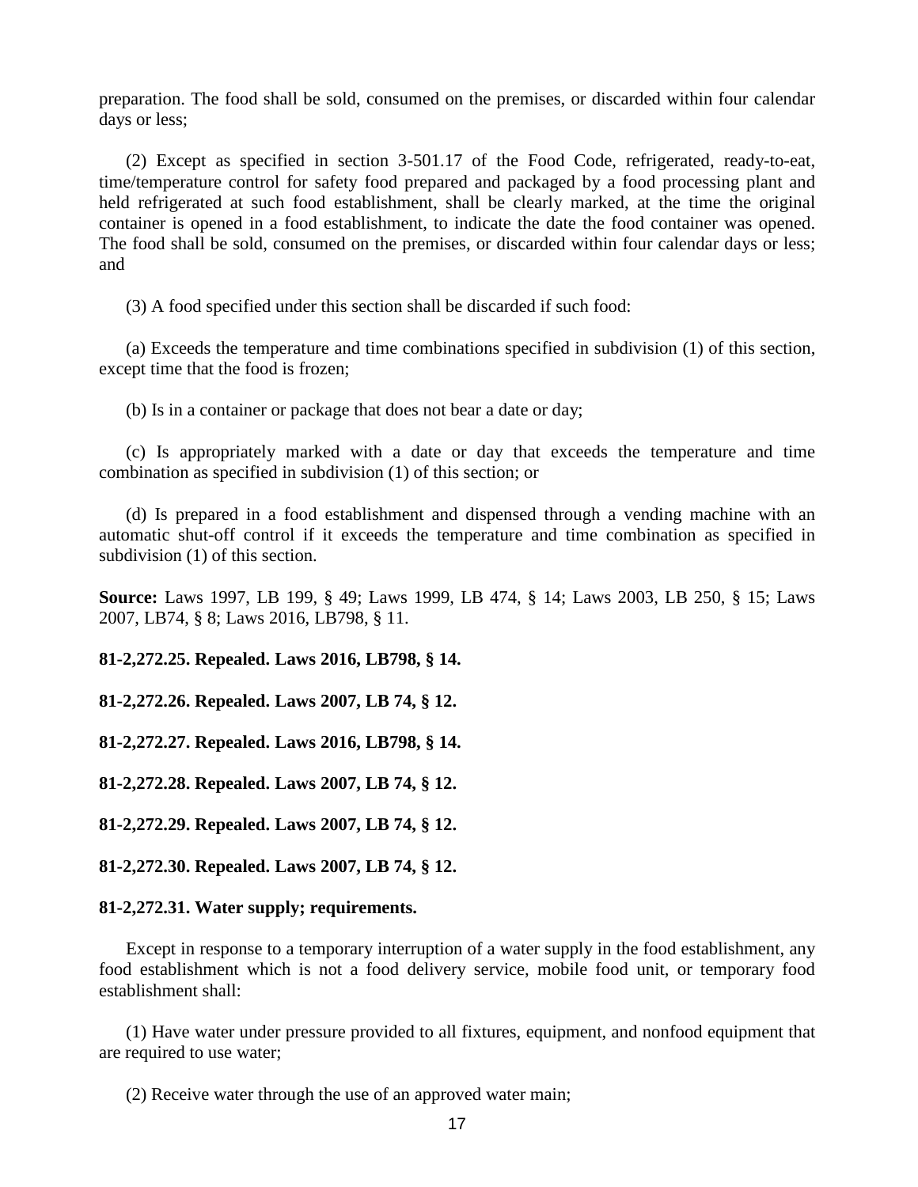preparation. The food shall be sold, consumed on the premises, or discarded within four calendar days or less;

(2) Except as specified in section 3-501.17 of the Food Code, refrigerated, ready-to-eat, time/temperature control for safety food prepared and packaged by a food processing plant and held refrigerated at such food establishment, shall be clearly marked, at the time the original container is opened in a food establishment, to indicate the date the food container was opened. The food shall be sold, consumed on the premises, or discarded within four calendar days or less; and

(3) A food specified under this section shall be discarded if such food:

(a) Exceeds the temperature and time combinations specified in subdivision (1) of this section, except time that the food is frozen;

(b) Is in a container or package that does not bear a date or day;

(c) Is appropriately marked with a date or day that exceeds the temperature and time combination as specified in subdivision (1) of this section; or

(d) Is prepared in a food establishment and dispensed through a vending machine with an automatic shut-off control if it exceeds the temperature and time combination as specified in subdivision (1) of this section.

**Source:** Laws 1997, LB 199, § 49; Laws 1999, LB 474, § 14; Laws 2003, LB 250, § 15; Laws 2007, LB74, § 8; Laws 2016, LB798, § 11.

**81-2,272.25. Repealed. Laws 2016, LB798, § 14.**

**81-2,272.26. Repealed. Laws 2007, LB 74, § 12.**

**81-2,272.27. Repealed. Laws 2016, LB798, § 14.**

**81-2,272.28. Repealed. Laws 2007, LB 74, § 12.**

**81-2,272.29. Repealed. Laws 2007, LB 74, § 12.**

**81-2,272.30. Repealed. Laws 2007, LB 74, § 12.**

**81-2,272.31. Water supply; requirements.**

Except in response to a temporary interruption of a water supply in the food establishment, any food establishment which is not a food delivery service, mobile food unit, or temporary food establishment shall:

(1) Have water under pressure provided to all fixtures, equipment, and nonfood equipment that are required to use water;

(2) Receive water through the use of an approved water main;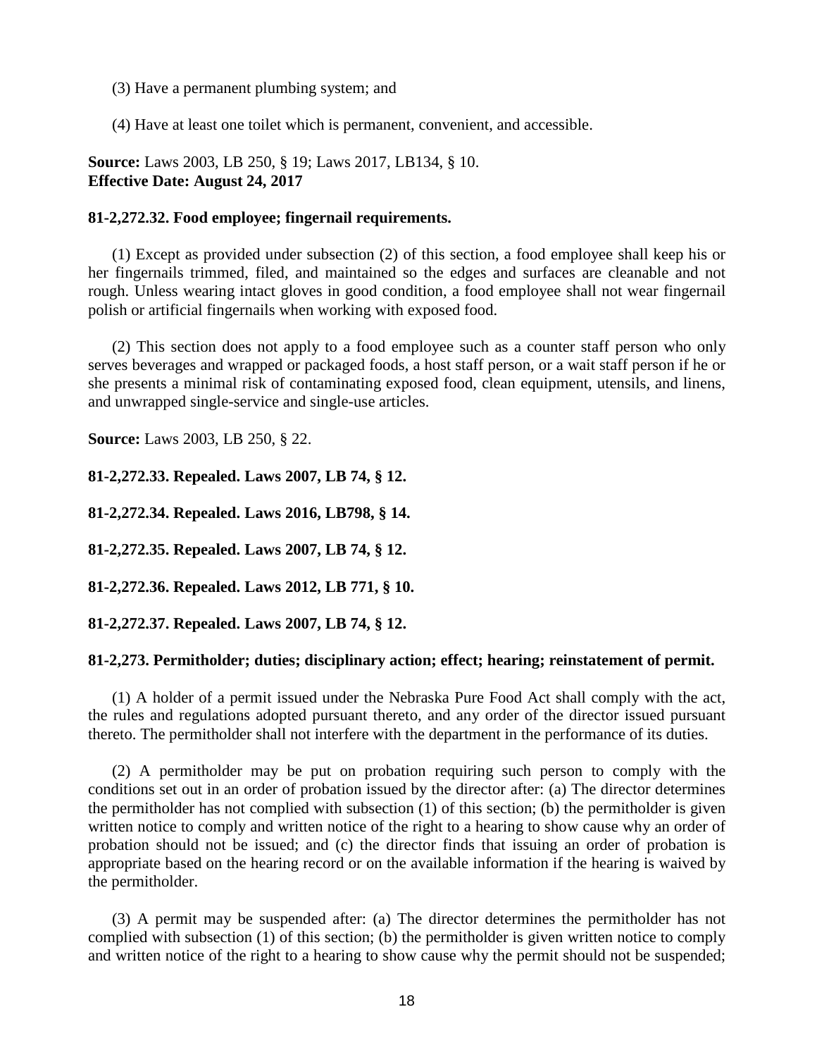(3) Have a permanent plumbing system; and

(4) Have at least one toilet which is permanent, convenient, and accessible.

**Source:** Laws 2003, LB 250, § 19; Laws 2017, LB134, § 10.
**Effective Date: August 24, 2017**

**81-2,272.32. Food employee; fingernail requirements.**

(1) Except as provided under subsection (2) of this section, a food employee shall keep his or her fingernails trimmed, filed, and maintained so the edges and surfaces are cleanable and not rough. Unless wearing intact gloves in good condition, a food employee shall not wear fingernail polish or artificial fingernails when working with exposed food.

(2) This section does not apply to a food employee such as a counter staff person who only serves beverages and wrapped or packaged foods, a host staff person, or a wait staff person if he or she presents a minimal risk of contaminating exposed food, clean equipment, utensils, and linens, and unwrapped single-service and single-use articles.

**Source:** Laws 2003, LB 250, § 22.

**81-2,272.33. Repealed. Laws 2007, LB 74, § 12.**

**81-2,272.34. Repealed. Laws 2016, LB798, § 14.**

**81-2,272.35. Repealed. Laws 2007, LB 74, § 12.**

**81-2,272.36. Repealed. Laws 2012, LB 771, § 10.**

**81-2,272.37. Repealed. Laws 2007, LB 74, § 12.**

**81-2,273. Permitholder; duties; disciplinary action; effect; hearing; reinstatement of permit.**

(1) A holder of a permit issued under the Nebraska Pure Food Act shall comply with the act, the rules and regulations adopted pursuant thereto, and any order of the director issued pursuant thereto. The permitholder shall not interfere with the department in the performance of its duties.

(2) A permitholder may be put on probation requiring such person to comply with the conditions set out in an order of probation issued by the director after: (a) The director determines the permitholder has not complied with subsection (1) of this section; (b) the permitholder is given written notice to comply and written notice of the right to a hearing to show cause why an order of probation should not be issued; and (c) the director finds that issuing an order of probation is appropriate based on the hearing record or on the available information if the hearing is waived by the permitholder.

(3) A permit may be suspended after: (a) The director determines the permitholder has not complied with subsection (1) of this section; (b) the permitholder is given written notice to comply and written notice of the right to a hearing to show cause why the permit should not be suspended;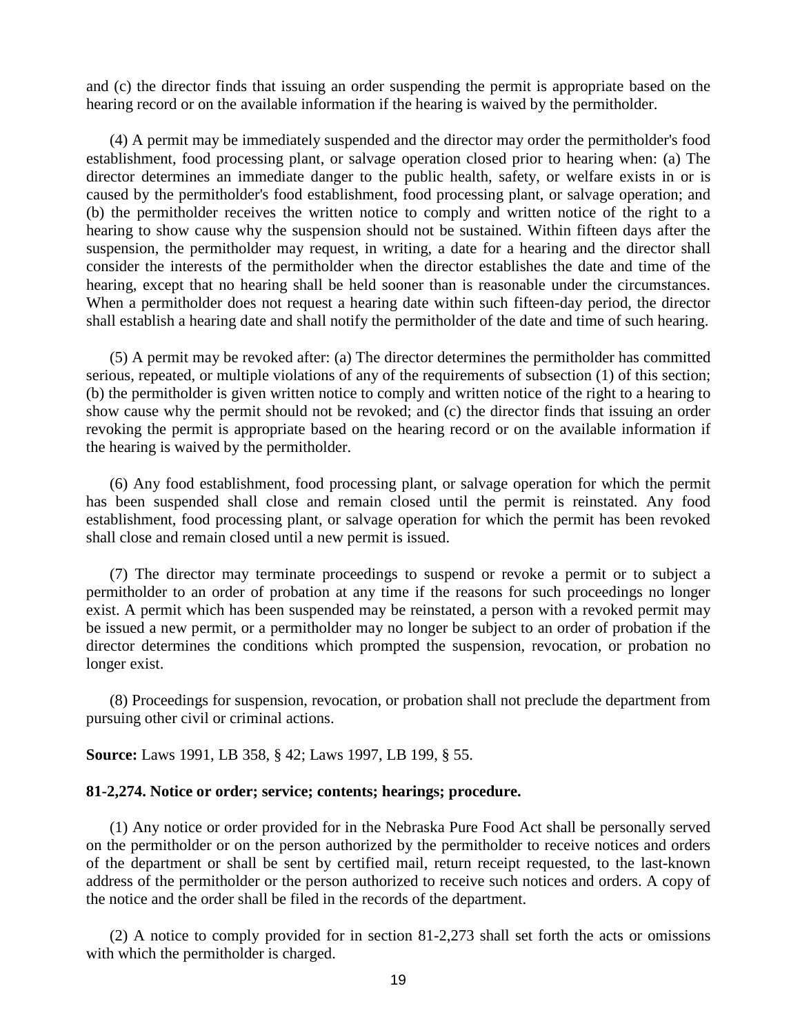and (c) the director finds that issuing an order suspending the permit is appropriate based on the hearing record or on the available information if the hearing is waived by the permitholder.

(4) A permit may be immediately suspended and the director may order the permitholder's food establishment, food processing plant, or salvage operation closed prior to hearing when: (a) The director determines an immediate danger to the public health, safety, or welfare exists in or is caused by the permitholder's food establishment, food processing plant, or salvage operation; and (b) the permitholder receives the written notice to comply and written notice of the right to a hearing to show cause why the suspension should not be sustained. Within fifteen days after the suspension, the permitholder may request, in writing, a date for a hearing and the director shall consider the interests of the permitholder when the director establishes the date and time of the hearing, except that no hearing shall be held sooner than is reasonable under the circumstances. When a permitholder does not request a hearing date within such fifteen-day period, the director shall establish a hearing date and shall notify the permitholder of the date and time of such hearing.

(5) A permit may be revoked after: (a) The director determines the permitholder has committed serious, repeated, or multiple violations of any of the requirements of subsection (1) of this section; (b) the permitholder is given written notice to comply and written notice of the right to a hearing to show cause why the permit should not be revoked; and (c) the director finds that issuing an order revoking the permit is appropriate based on the hearing record or on the available information if the hearing is waived by the permitholder.

(6) Any food establishment, food processing plant, or salvage operation for which the permit has been suspended shall close and remain closed until the permit is reinstated. Any food establishment, food processing plant, or salvage operation for which the permit has been revoked shall close and remain closed until a new permit is issued.

(7) The director may terminate proceedings to suspend or revoke a permit or to subject a permitholder to an order of probation at any time if the reasons for such proceedings no longer exist. A permit which has been suspended may be reinstated, a person with a revoked permit may be issued a new permit, or a permitholder may no longer be subject to an order of probation if the director determines the conditions which prompted the suspension, revocation, or probation no longer exist.

(8) Proceedings for suspension, revocation, or probation shall not preclude the department from pursuing other civil or criminal actions.

**Source:** Laws 1991, LB 358, § 42; Laws 1997, LB 199, § 55.

**81-2,274. Notice or order; service; contents; hearings; procedure.**

(1) Any notice or order provided for in the Nebraska Pure Food Act shall be personally served on the permitholder or on the person authorized by the permitholder to receive notices and orders of the department or shall be sent by certified mail, return receipt requested, to the last-known address of the permitholder or the person authorized to receive such notices and orders. A copy of the notice and the order shall be filed in the records of the department.

(2) A notice to comply provided for in section 81-2,273 shall set forth the acts or omissions with which the permitholder is charged.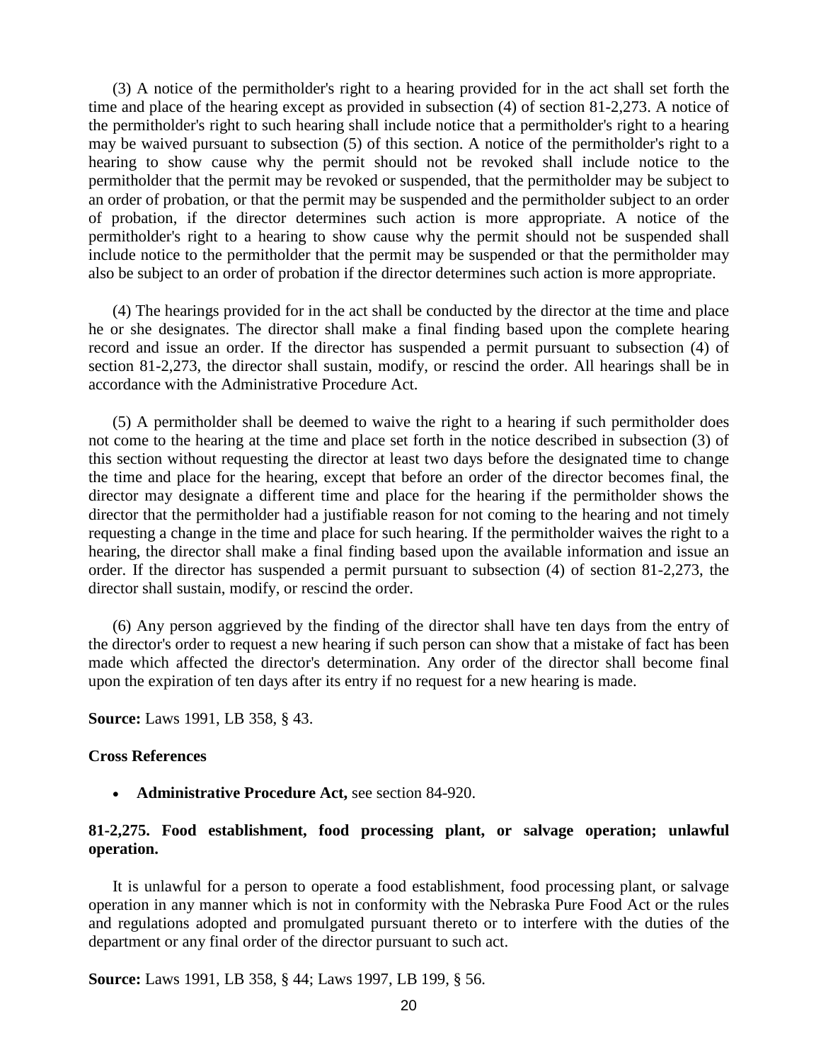(3) A notice of the permitholder's right to a hearing provided for in the act shall set forth the time and place of the hearing except as provided in subsection (4) of section 81-2,273. A notice of the permitholder's right to such hearing shall include notice that a permitholder's right to a hearing may be waived pursuant to subsection (5) of this section. A notice of the permitholder's right to a hearing to show cause why the permit should not be revoked shall include notice to the permitholder that the permit may be revoked or suspended, that the permitholder may be subject to an order of probation, or that the permit may be suspended and the permitholder subject to an order of probation, if the director determines such action is more appropriate. A notice of the permitholder's right to a hearing to show cause why the permit should not be suspended shall include notice to the permitholder that the permit may be suspended or that the permitholder may also be subject to an order of probation if the director determines such action is more appropriate.

(4) The hearings provided for in the act shall be conducted by the director at the time and place he or she designates. The director shall make a final finding based upon the complete hearing record and issue an order. If the director has suspended a permit pursuant to subsection (4) of section 81-2,273, the director shall sustain, modify, or rescind the order. All hearings shall be in accordance with the Administrative Procedure Act.

(5) A permitholder shall be deemed to waive the right to a hearing if such permitholder does not come to the hearing at the time and place set forth in the notice described in subsection (3) of this section without requesting the director at least two days before the designated time to change the time and place for the hearing, except that before an order of the director becomes final, the director may designate a different time and place for the hearing if the permitholder shows the director that the permitholder had a justifiable reason for not coming to the hearing and not timely requesting a change in the time and place for such hearing. If the permitholder waives the right to a hearing, the director shall make a final finding based upon the available information and issue an order. If the director has suspended a permit pursuant to subsection (4) of section 81-2,273, the director shall sustain, modify, or rescind the order.

(6) Any person aggrieved by the finding of the director shall have ten days from the entry of the director's order to request a new hearing if such person can show that a mistake of fact has been made which affected the director's determination. Any order of the director shall become final upon the expiration of ten days after its entry if no request for a new hearing is made.

**Source:** Laws 1991, LB 358, § 43.

**Cross References**

- **Administrative Procedure Act,** see section 84-920.

**81-2,275. Food establishment, food processing plant, or salvage operation; unlawful operation.**

It is unlawful for a person to operate a food establishment, food processing plant, or salvage operation in any manner which is not in conformity with the Nebraska Pure Food Act or the rules and regulations adopted and promulgated pursuant thereto or to interfere with the duties of the department or any final order of the director pursuant to such act.

**Source:** Laws 1991, LB 358, § 44; Laws 1997, LB 199, § 56.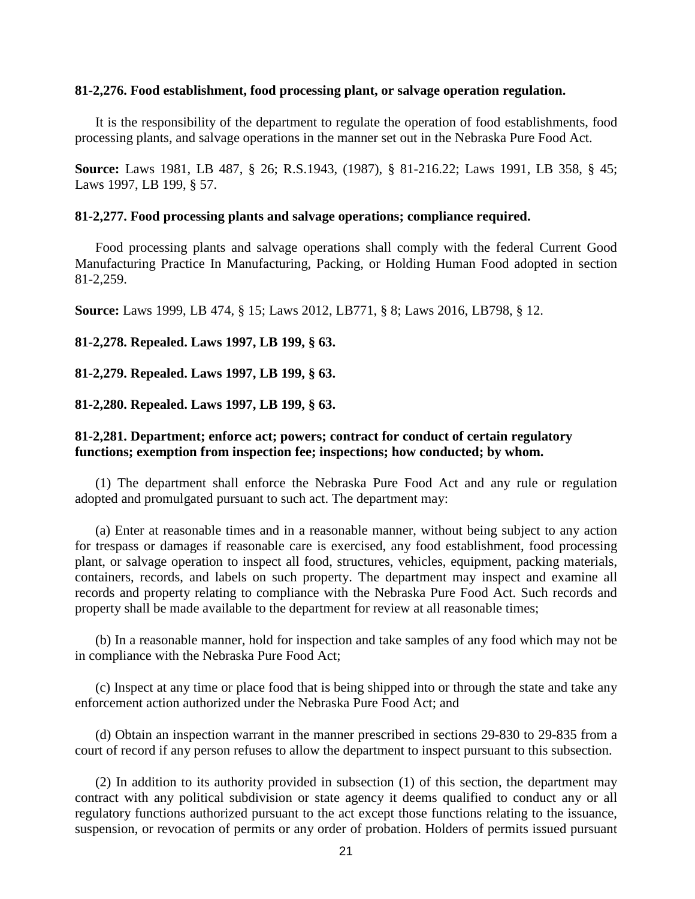**81-2,276. Food establishment, food processing plant, or salvage operation regulation.**

It is the responsibility of the department to regulate the operation of food establishments, food processing plants, and salvage operations in the manner set out in the Nebraska Pure Food Act.

**Source:** Laws 1981, LB 487, § 26; R.S.1943, (1987), § 81-216.22; Laws 1991, LB 358, § 45; Laws 1997, LB 199, § 57.

**81-2,277. Food processing plants and salvage operations; compliance required.**

Food processing plants and salvage operations shall comply with the federal Current Good Manufacturing Practice In Manufacturing, Packing, or Holding Human Food adopted in section 81-2,259.

**Source:** Laws 1999, LB 474, § 15; Laws 2012, LB771, § 8; Laws 2016, LB798, § 12.

**81-2,278. Repealed. Laws 1997, LB 199, § 63.**

**81-2,279. Repealed. Laws 1997, LB 199, § 63.**

**81-2,280. Repealed. Laws 1997, LB 199, § 63.**

**81-2,281. Department; enforce act; powers; contract for conduct of certain regulatory functions; exemption from inspection fee; inspections; how conducted; by whom.**

(1) The department shall enforce the Nebraska Pure Food Act and any rule or regulation adopted and promulgated pursuant to such act. The department may:

(a) Enter at reasonable times and in a reasonable manner, without being subject to any action for trespass or damages if reasonable care is exercised, any food establishment, food processing plant, or salvage operation to inspect all food, structures, vehicles, equipment, packing materials, containers, records, and labels on such property. The department may inspect and examine all records and property relating to compliance with the Nebraska Pure Food Act. Such records and property shall be made available to the department for review at all reasonable times;

(b) In a reasonable manner, hold for inspection and take samples of any food which may not be in compliance with the Nebraska Pure Food Act;

(c) Inspect at any time or place food that is being shipped into or through the state and take any enforcement action authorized under the Nebraska Pure Food Act; and

(d) Obtain an inspection warrant in the manner prescribed in sections 29-830 to 29-835 from a court of record if any person refuses to allow the department to inspect pursuant to this subsection.

(2) In addition to its authority provided in subsection (1) of this section, the department may contract with any political subdivision or state agency it deems qualified to conduct any or all regulatory functions authorized pursuant to the act except those functions relating to the issuance, suspension, or revocation of permits or any order of probation. Holders of permits issued pursuant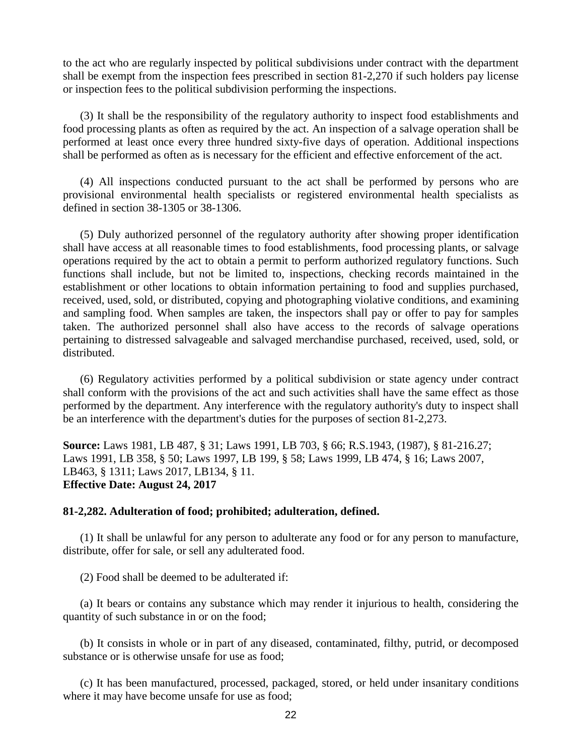to the act who are regularly inspected by political subdivisions under contract with the department shall be exempt from the inspection fees prescribed in section 81-2,270 if such holders pay license or inspection fees to the political subdivision performing the inspections.

(3) It shall be the responsibility of the regulatory authority to inspect food establishments and food processing plants as often as required by the act. An inspection of a salvage operation shall be performed at least once every three hundred sixty-five days of operation. Additional inspections shall be performed as often as is necessary for the efficient and effective enforcement of the act.

(4) All inspections conducted pursuant to the act shall be performed by persons who are provisional environmental health specialists or registered environmental health specialists as defined in section 38-1305 or 38-1306.

(5) Duly authorized personnel of the regulatory authority after showing proper identification shall have access at all reasonable times to food establishments, food processing plants, or salvage operations required by the act to obtain a permit to perform authorized regulatory functions. Such functions shall include, but not be limited to, inspections, checking records maintained in the establishment or other locations to obtain information pertaining to food and supplies purchased, received, used, sold, or distributed, copying and photographing violative conditions, and examining and sampling food. When samples are taken, the inspectors shall pay or offer to pay for samples taken. The authorized personnel shall also have access to the records of salvage operations pertaining to distressed salvageable and salvaged merchandise purchased, received, used, sold, or distributed.

(6) Regulatory activities performed by a political subdivision or state agency under contract shall conform with the provisions of the act and such activities shall have the same effect as those performed by the department. Any interference with the regulatory authority's duty to inspect shall be an interference with the department's duties for the purposes of section 81-2,273.

**Source:** Laws 1981, LB 487, § 31; Laws 1991, LB 703, § 66; R.S.1943, (1987), § 81-216.27; Laws 1991, LB 358, § 50; Laws 1997, LB 199, § 58; Laws 1999, LB 474, § 16; Laws 2007, LB463, § 1311; Laws 2017, LB134, § 11.
**Effective Date: August 24, 2017**

**81-2,282. Adulteration of food; prohibited; adulteration, defined.**

(1) It shall be unlawful for any person to adulterate any food or for any person to manufacture, distribute, offer for sale, or sell any adulterated food.

(2) Food shall be deemed to be adulterated if:

(a) It bears or contains any substance which may render it injurious to health, considering the quantity of such substance in or on the food;

(b) It consists in whole or in part of any diseased, contaminated, filthy, putrid, or decomposed substance or is otherwise unsafe for use as food;

(c) It has been manufactured, processed, packaged, stored, or held under insanitary conditions where it may have become unsafe for use as food;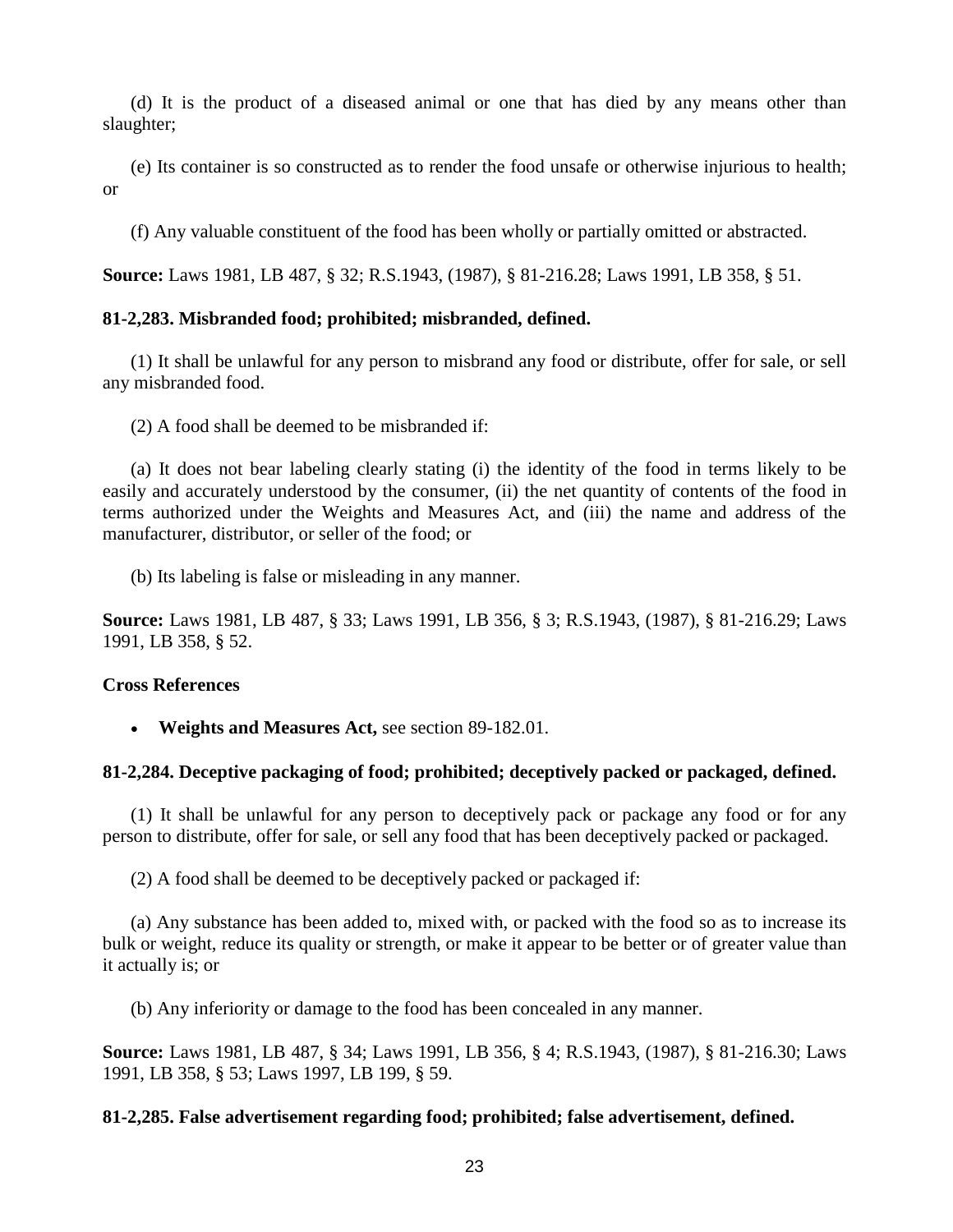(d) It is the product of a diseased animal or one that has died by any means other than slaughter;

(e) Its container is so constructed as to render the food unsafe or otherwise injurious to health; or

(f) Any valuable constituent of the food has been wholly or partially omitted or abstracted.

**Source:** Laws 1981, LB 487, § 32; R.S.1943, (1987), § 81-216.28; Laws 1991, LB 358, § 51.

### 81-2,283. Misbranded food; prohibited; misbranded, defined.

(1) It shall be unlawful for any person to misbrand any food or distribute, offer for sale, or sell any misbranded food.

(2) A food shall be deemed to be misbranded if:

(a) It does not bear labeling clearly stating (i) the identity of the food in terms likely to be easily and accurately understood by the consumer, (ii) the net quantity of contents of the food in terms authorized under the Weights and Measures Act, and (iii) the name and address of the manufacturer, distributor, or seller of the food; or

(b) Its labeling is false or misleading in any manner.

**Source:** Laws 1981, LB 487, § 33; Laws 1991, LB 356, § 3; R.S.1943, (1987), § 81-216.29; Laws 1991, LB 358, § 52.

#### Cross References

- **Weights and Measures Act,** see section 89-182.01.

### 81-2,284. Deceptive packaging of food; prohibited; deceptively packed or packaged, defined.

(1) It shall be unlawful for any person to deceptively pack or package any food or for any person to distribute, offer for sale, or sell any food that has been deceptively packed or packaged.

(2) A food shall be deemed to be deceptively packed or packaged if:

(a) Any substance has been added to, mixed with, or packed with the food so as to increase its bulk or weight, reduce its quality or strength, or make it appear to be better or of greater value than it actually is; or

(b) Any inferiority or damage to the food has been concealed in any manner.

**Source:** Laws 1981, LB 487, § 34; Laws 1991, LB 356, § 4; R.S.1943, (1987), § 81-216.30; Laws 1991, LB 358, § 53; Laws 1997, LB 199, § 59.

### 81-2,285. False advertisement regarding food; prohibited; false advertisement, defined.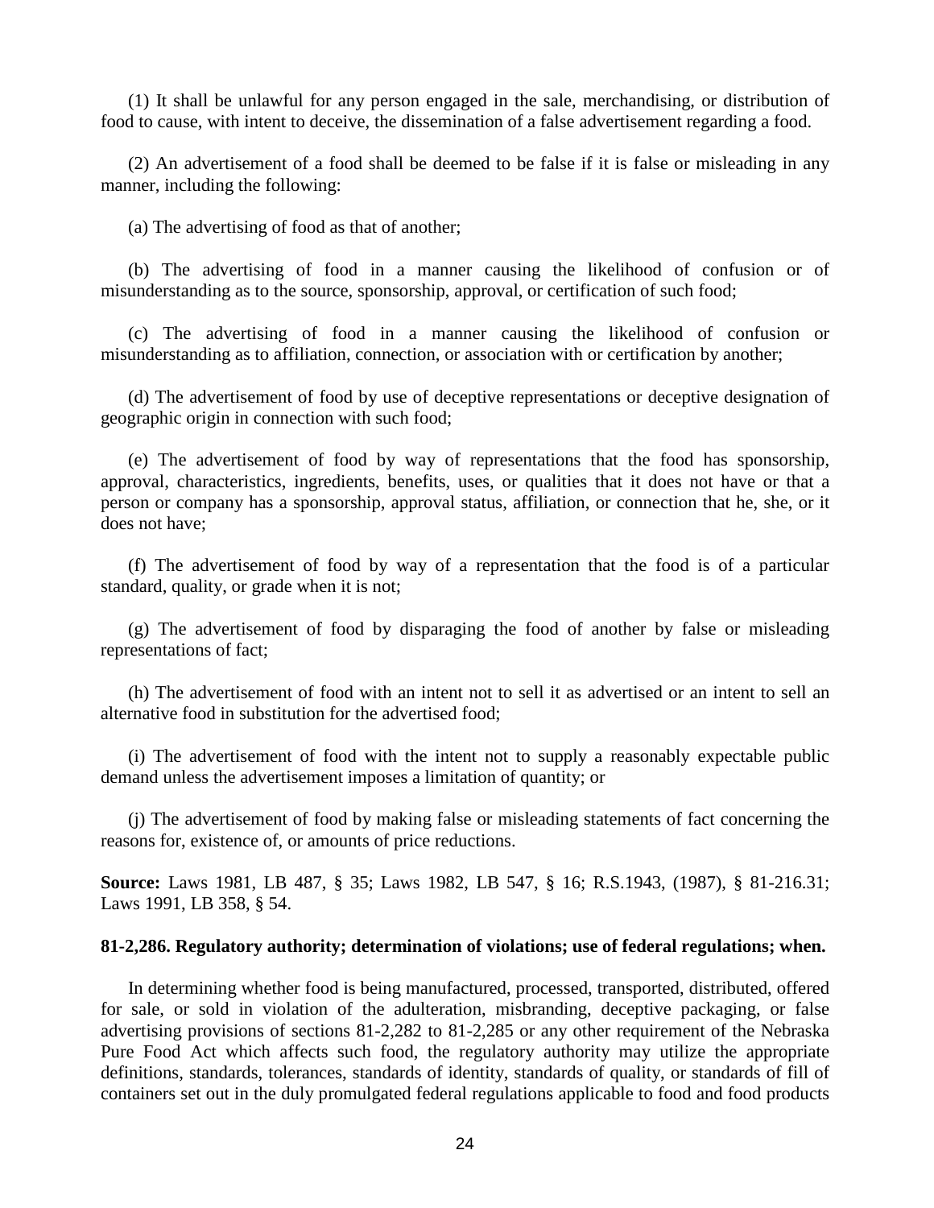(1) It shall be unlawful for any person engaged in the sale, merchandising, or distribution of food to cause, with intent to deceive, the dissemination of a false advertisement regarding a food.

(2) An advertisement of a food shall be deemed to be false if it is false or misleading in any manner, including the following:

(a) The advertising of food as that of another;

(b) The advertising of food in a manner causing the likelihood of confusion or of misunderstanding as to the source, sponsorship, approval, or certification of such food;

(c) The advertising of food in a manner causing the likelihood of confusion or misunderstanding as to affiliation, connection, or association with or certification by another;

(d) The advertisement of food by use of deceptive representations or deceptive designation of geographic origin in connection with such food;

(e) The advertisement of food by way of representations that the food has sponsorship, approval, characteristics, ingredients, benefits, uses, or qualities that it does not have or that a person or company has a sponsorship, approval status, affiliation, or connection that he, she, or it does not have;

(f) The advertisement of food by way of a representation that the food is of a particular standard, quality, or grade when it is not;

(g) The advertisement of food by disparaging the food of another by false or misleading representations of fact;

(h) The advertisement of food with an intent not to sell it as advertised or an intent to sell an alternative food in substitution for the advertised food;

(i) The advertisement of food with the intent not to supply a reasonably expectable public demand unless the advertisement imposes a limitation of quantity; or

(j) The advertisement of food by making false or misleading statements of fact concerning the reasons for, existence of, or amounts of price reductions.

**Source:** Laws 1981, LB 487, § 35; Laws 1982, LB 547, § 16; R.S.1943, (1987), § 81-216.31; Laws 1991, LB 358, § 54.

**81-2,286. Regulatory authority; determination of violations; use of federal regulations; when.**

In determining whether food is being manufactured, processed, transported, distributed, offered for sale, or sold in violation of the adulteration, misbranding, deceptive packaging, or false advertising provisions of sections 81-2,282 to 81-2,285 or any other requirement of the Nebraska Pure Food Act which affects such food, the regulatory authority may utilize the appropriate definitions, standards, tolerances, standards of identity, standards of quality, or standards of fill of containers set out in the duly promulgated federal regulations applicable to food and food products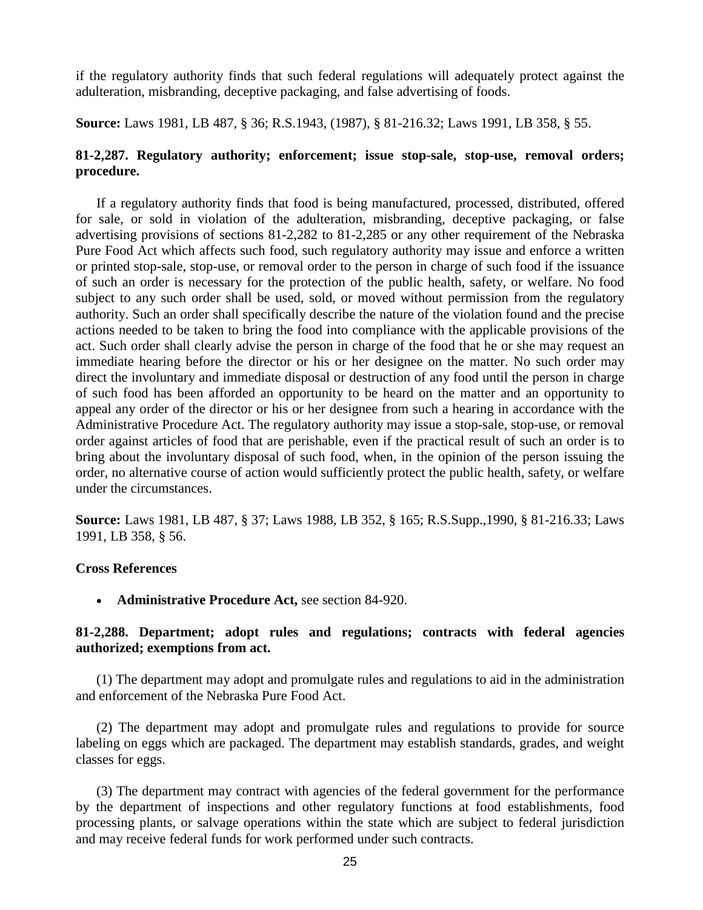if the regulatory authority finds that such federal regulations will adequately protect against the adulteration, misbranding, deceptive packaging, and false advertising of foods.

**Source:** Laws 1981, LB 487, § 36; R.S.1943, (1987), § 81-216.32; Laws 1991, LB 358, § 55.

### 81-2,287. Regulatory authority; enforcement; issue stop-sale, stop-use, removal orders; procedure.

If a regulatory authority finds that food is being manufactured, processed, distributed, offered for sale, or sold in violation of the adulteration, misbranding, deceptive packaging, or false advertising provisions of sections 81-2,282 to 81-2,285 or any other requirement of the Nebraska Pure Food Act which affects such food, such regulatory authority may issue and enforce a written or printed stop-sale, stop-use, or removal order to the person in charge of such food if the issuance of such an order is necessary for the protection of the public health, safety, or welfare. No food subject to any such order shall be used, sold, or moved without permission from the regulatory authority. Such an order shall specifically describe the nature of the violation found and the precise actions needed to be taken to bring the food into compliance with the applicable provisions of the act. Such order shall clearly advise the person in charge of the food that he or she may request an immediate hearing before the director or his or her designee on the matter. No such order may direct the involuntary and immediate disposal or destruction of any food until the person in charge of such food has been afforded an opportunity to be heard on the matter and an opportunity to appeal any order of the director or his or her designee from such a hearing in accordance with the Administrative Procedure Act. The regulatory authority may issue a stop-sale, stop-use, or removal order against articles of food that are perishable, even if the practical result of such an order is to bring about the involuntary disposal of such food, when, in the opinion of the person issuing the order, no alternative course of action would sufficiently protect the public health, safety, or welfare under the circumstances.

**Source:** Laws 1981, LB 487, § 37; Laws 1988, LB 352, § 165; R.S.Supp.,1990, § 81-216.33; Laws 1991, LB 358, § 56.

**Cross References**

- **Administrative Procedure Act,** see section 84-920.

### 81-2,288. Department; adopt rules and regulations; contracts with federal agencies authorized; exemptions from act.

(1) The department may adopt and promulgate rules and regulations to aid in the administration and enforcement of the Nebraska Pure Food Act.

(2) The department may adopt and promulgate rules and regulations to provide for source labeling on eggs which are packaged. The department may establish standards, grades, and weight classes for eggs.

(3) The department may contract with agencies of the federal government for the performance by the department of inspections and other regulatory functions at food establishments, food processing plants, or salvage operations within the state which are subject to federal jurisdiction and may receive federal funds for work performed under such contracts.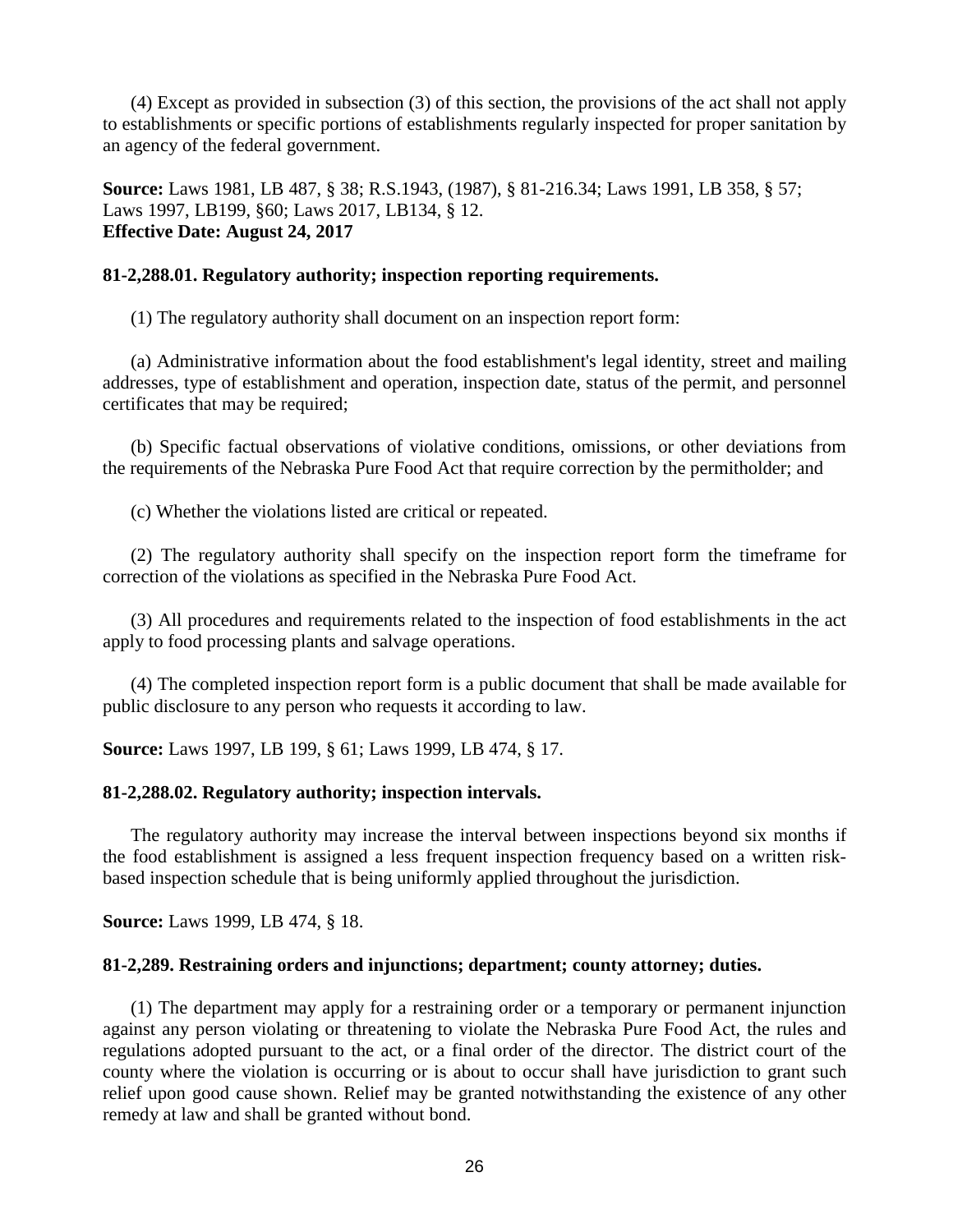(4) Except as provided in subsection (3) of this section, the provisions of the act shall not apply to establishments or specific portions of establishments regularly inspected for proper sanitation by an agency of the federal government.

**Source:** Laws 1981, LB 487, § 38; R.S.1943, (1987), § 81-216.34; Laws 1991, LB 358, § 57; Laws 1997, LB199, §60; Laws 2017, LB134, § 12.
**Effective Date: August 24, 2017**

**81-2,288.01. Regulatory authority; inspection reporting requirements.**

(1) The regulatory authority shall document on an inspection report form:

(a) Administrative information about the food establishment's legal identity, street and mailing addresses, type of establishment and operation, inspection date, status of the permit, and personnel certificates that may be required;

(b) Specific factual observations of violative conditions, omissions, or other deviations from the requirements of the Nebraska Pure Food Act that require correction by the permitholder; and

(c) Whether the violations listed are critical or repeated.

(2) The regulatory authority shall specify on the inspection report form the timeframe for correction of the violations as specified in the Nebraska Pure Food Act.

(3) All procedures and requirements related to the inspection of food establishments in the act apply to food processing plants and salvage operations.

(4) The completed inspection report form is a public document that shall be made available for public disclosure to any person who requests it according to law.

**Source:** Laws 1997, LB 199, § 61; Laws 1999, LB 474, § 17.

**81-2,288.02. Regulatory authority; inspection intervals.**

The regulatory authority may increase the interval between inspections beyond six months if the food establishment is assigned a less frequent inspection frequency based on a written risk-based inspection schedule that is being uniformly applied throughout the jurisdiction.

**Source:** Laws 1999, LB 474, § 18.

**81-2,289. Restraining orders and injunctions; department; county attorney; duties.**

(1) The department may apply for a restraining order or a temporary or permanent injunction against any person violating or threatening to violate the Nebraska Pure Food Act, the rules and regulations adopted pursuant to the act, or a final order of the director. The district court of the county where the violation is occurring or is about to occur shall have jurisdiction to grant such relief upon good cause shown. Relief may be granted notwithstanding the existence of any other remedy at law and shall be granted without bond.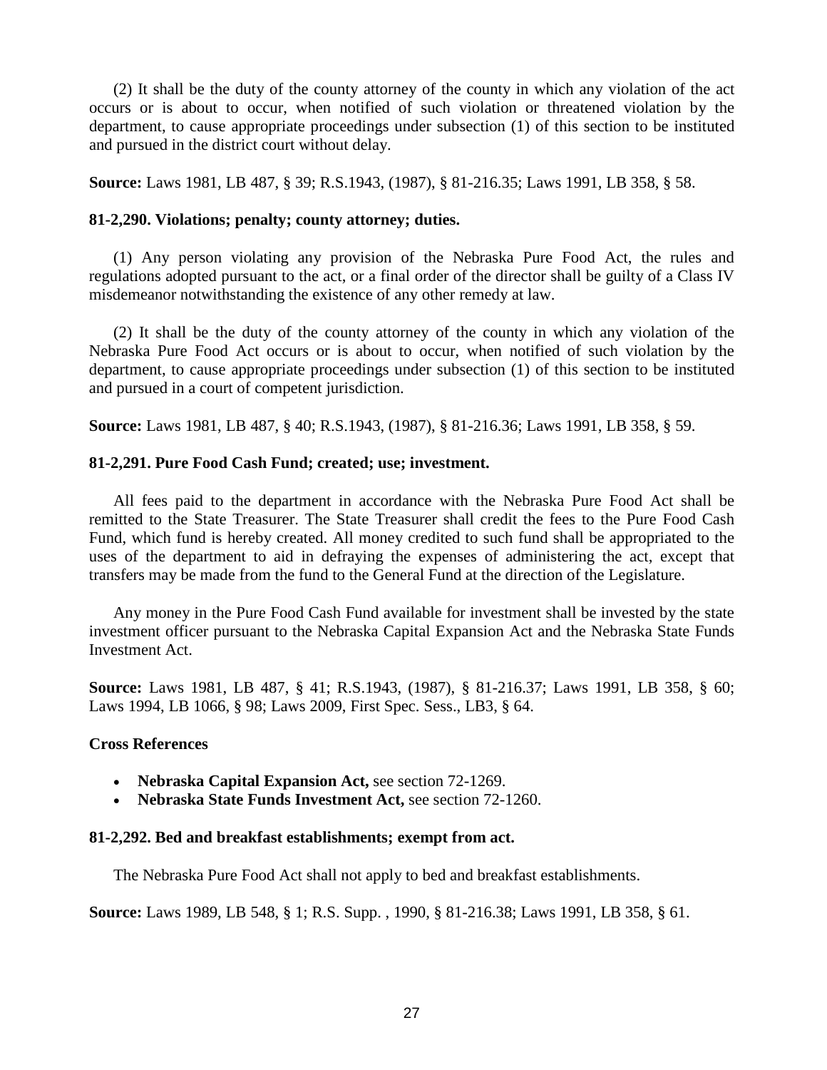(2) It shall be the duty of the county attorney of the county in which any violation of the act occurs or is about to occur, when notified of such violation or threatened violation by the department, to cause appropriate proceedings under subsection (1) of this section to be instituted and pursued in the district court without delay.

**Source:** Laws 1981, LB 487, § 39; R.S.1943, (1987), § 81-216.35; Laws 1991, LB 358, § 58.

### 81-2,290. Violations; penalty; county attorney; duties.

(1) Any person violating any provision of the Nebraska Pure Food Act, the rules and regulations adopted pursuant to the act, or a final order of the director shall be guilty of a Class IV misdemeanor notwithstanding the existence of any other remedy at law.

(2) It shall be the duty of the county attorney of the county in which any violation of the Nebraska Pure Food Act occurs or is about to occur, when notified of such violation by the department, to cause appropriate proceedings under subsection (1) of this section to be instituted and pursued in a court of competent jurisdiction.

**Source:** Laws 1981, LB 487, § 40; R.S.1943, (1987), § 81-216.36; Laws 1991, LB 358, § 59.

### 81-2,291. Pure Food Cash Fund; created; use; investment.

All fees paid to the department in accordance with the Nebraska Pure Food Act shall be remitted to the State Treasurer. The State Treasurer shall credit the fees to the Pure Food Cash Fund, which fund is hereby created. All money credited to such fund shall be appropriated to the uses of the department to aid in defraying the expenses of administering the act, except that transfers may be made from the fund to the General Fund at the direction of the Legislature.

Any money in the Pure Food Cash Fund available for investment shall be invested by the state investment officer pursuant to the Nebraska Capital Expansion Act and the Nebraska State Funds Investment Act.

**Source:** Laws 1981, LB 487, § 41; R.S.1943, (1987), § 81-216.37; Laws 1991, LB 358, § 60; Laws 1994, LB 1066, § 98; Laws 2009, First Spec. Sess., LB3, § 64.

#### Cross References

- **Nebraska Capital Expansion Act,** see section 72-1269.
- **Nebraska State Funds Investment Act,** see section 72-1260.

### 81-2,292. Bed and breakfast establishments; exempt from act.

The Nebraska Pure Food Act shall not apply to bed and breakfast establishments.

**Source:** Laws 1989, LB 548, § 1; R.S. Supp. , 1990, § 81-216.38; Laws 1991, LB 358, § 61.